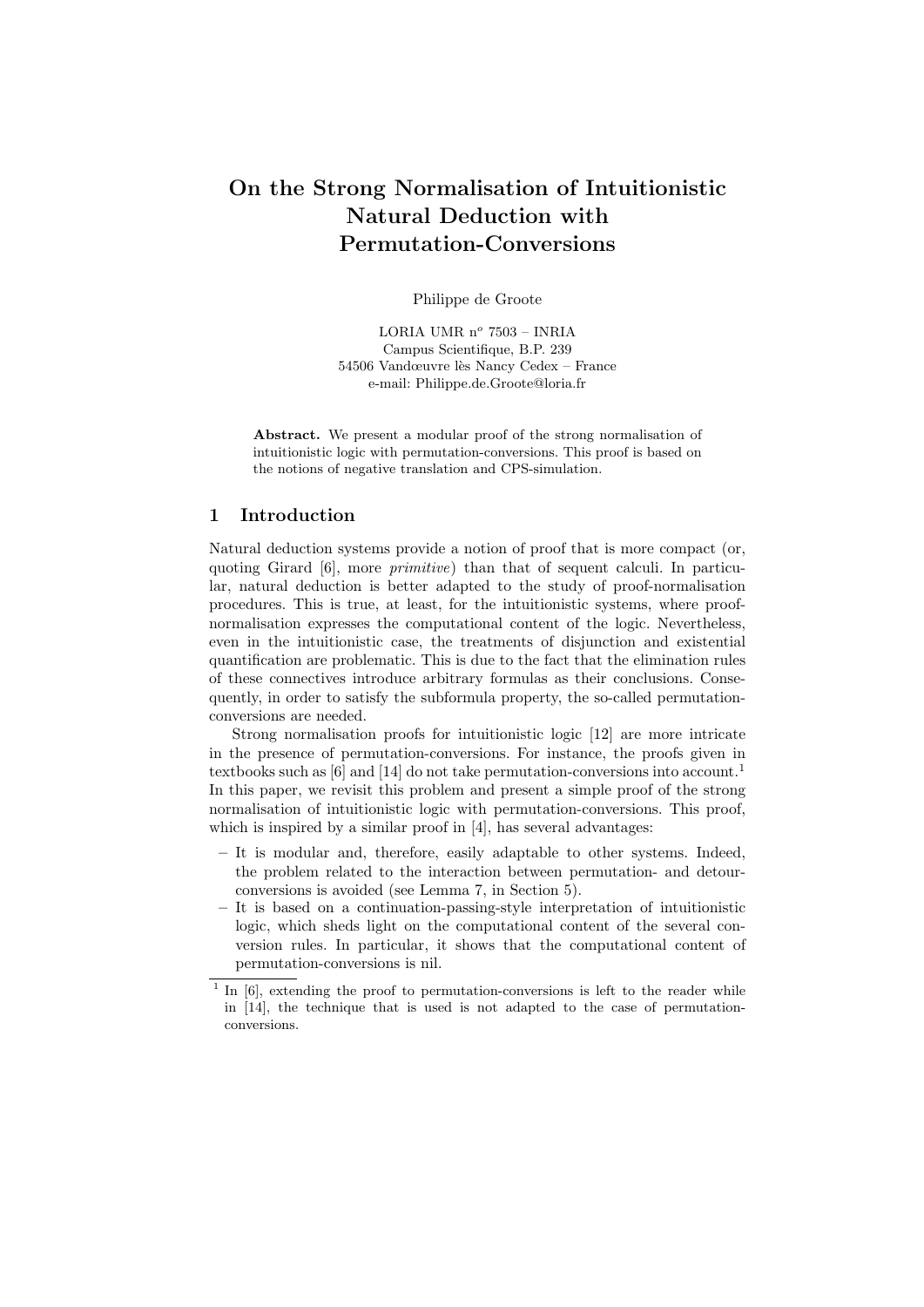# On the Strong Normalisation of Intuitionistic Natural Deduction with Permutation-Conversions

Philippe de Groote

LORIA UMR n$^o$ 7503 – INRIA
Campus Scientifique, B.P. 239
54506 Vandœuvre lès Nancy Cedex – France
e-mail: Philippe.de.Groote@loria.fr

**Abstract.** We present a modular proof of the strong normalisation of intuitionistic logic with permutation-conversions. This proof is based on the notions of negative translation and CPS-simulation.

## 1 Introduction

Natural deduction systems provide a notion of proof that is more compact (or, quoting Girard [6], more *primitive*) than that of sequent calculi. In particular, natural deduction is better adapted to the study of proof-normalisation procedures. This is true, at least, for the intuitionistic systems, where proof-normalisation expresses the computational content of the logic. Nevertheless, even in the intuitionistic case, the treatments of disjunction and existential quantification are problematic. This is due to the fact that the elimination rules of these connectives introduce arbitrary formulas as their conclusions. Consequently, in order to satisfy the subformula property, the so-called permutation-conversions are needed.

Strong normalisation proofs for intuitionistic logic [12] are more intricate in the presence of permutation-conversions. For instance, the proofs given in textbooks such as [6] and [14] do not take permutation-conversions into account.[1] In this paper, we revisit this problem and present a simple proof of the strong normalisation of intuitionistic logic with permutation-conversions. This proof, which is inspired by a similar proof in [4], has several advantages:

- It is modular and, therefore, easily adaptable to other systems. Indeed, the problem related to the interaction between permutation- and detour-conversions is avoided (see Lemma 7, in Section 5).
- It is based on a continuation-passing-style interpretation of intuitionistic logic, which sheds light on the computational content of the several conversion rules. In particular, it shows that the computational content of permutation-conversions is nil.

[1] In [6], extending the proof to permutation-conversions is left to the reader while in [14], the technique that is used is not adapted to the case of permutation-conversions.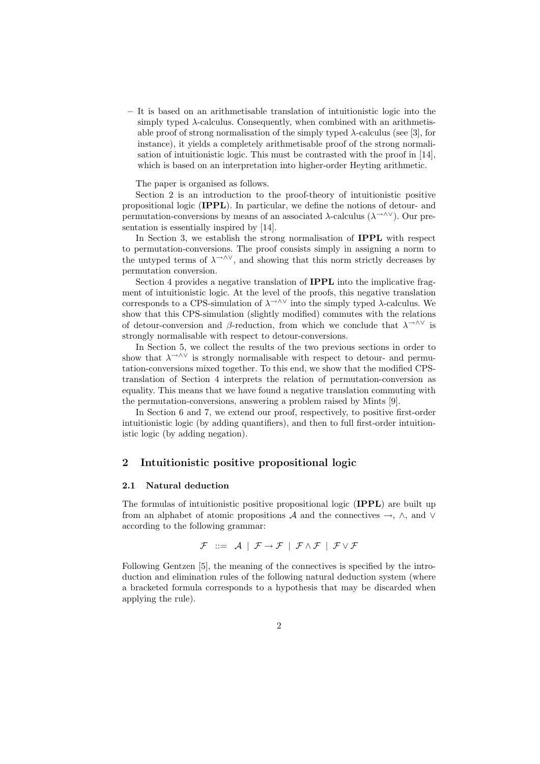– It is based on an arithmetisable translation of intuitionistic logic into the simply typed $\lambda$-calculus. Consequently, when combined with an arithmetisable proof of strong normalisation of the simply typed $\lambda$-calculus (see [3], for instance), it yields a completely arithmetisable proof of the strong normalisation of intuitionistic logic. This must be contrasted with the proof in [14], which is based on an interpretation into higher-order Heyting arithmetic.

The paper is organised as follows.

Section 2 is an introduction to the proof-theory of intuitionistic positive propositional logic (**IPPL**). In particular, we define the notions of detour- and permutation-conversions by means of an associated $\lambda$-calculus ($\lambda^{\rightarrow\wedge\vee}$). Our presentation is essentially inspired by [14].

In Section 3, we establish the strong normalisation of **IPPL** with respect to permutation-conversions. The proof consists simply in assigning a norm to the untyped terms of $\lambda^{\rightarrow\wedge\vee}$, and showing that this norm strictly decreases by permutation conversion.

Section 4 provides a negative translation of **IPPL** into the implicative fragment of intuitionistic logic. At the level of the proofs, this negative translation corresponds to a CPS-simulation of $\lambda^{\rightarrow\wedge\vee}$ into the simply typed $\lambda$-calculus. We show that this CPS-simulation (slightly modified) commutes with the relations of detour-conversion and $\beta$-reduction, from which we conclude that $\lambda^{\rightarrow\wedge\vee}$ is strongly normalisable with respect to detour-conversions.

In Section 5, we collect the results of the two previous sections in order to show that $\lambda^{\rightarrow\wedge\vee}$ is strongly normalisable with respect to detour- and permutation-conversions mixed together. To this end, we show that the modified CPS-translation of Section 4 interprets the relation of permutation-conversion as equality. This means that we have found a negative translation commuting with the permutation-conversions, answering a problem raised by Mints [9].

In Section 6 and 7, we extend our proof, respectively, to positive first-order intuitionistic logic (by adding quantifiers), and then to full first-order intuitionistic logic (by adding negation).

## 2 Intuitionistic positive propositional logic

### 2.1 Natural deduction

The formulas of intuitionistic positive propositional logic (**IPPL**) are built up from an alphabet of atomic propositions $\mathcal{A}$ and the connectives $\rightarrow$, $\wedge$, and $\vee$ according to the following grammar:

$$\mathcal{F} \ ::= \ \mathcal{A} \ | \ \mathcal{F} \rightarrow \mathcal{F} \ | \ \mathcal{F} \wedge \mathcal{F} \ | \ \mathcal{F} \vee \mathcal{F}$$

Following Gentzen [5], the meaning of the connectives is specified by the introduction and elimination rules of the following natural deduction system (where a bracketed formula corresponds to a hypothesis that may be discarded when applying the rule).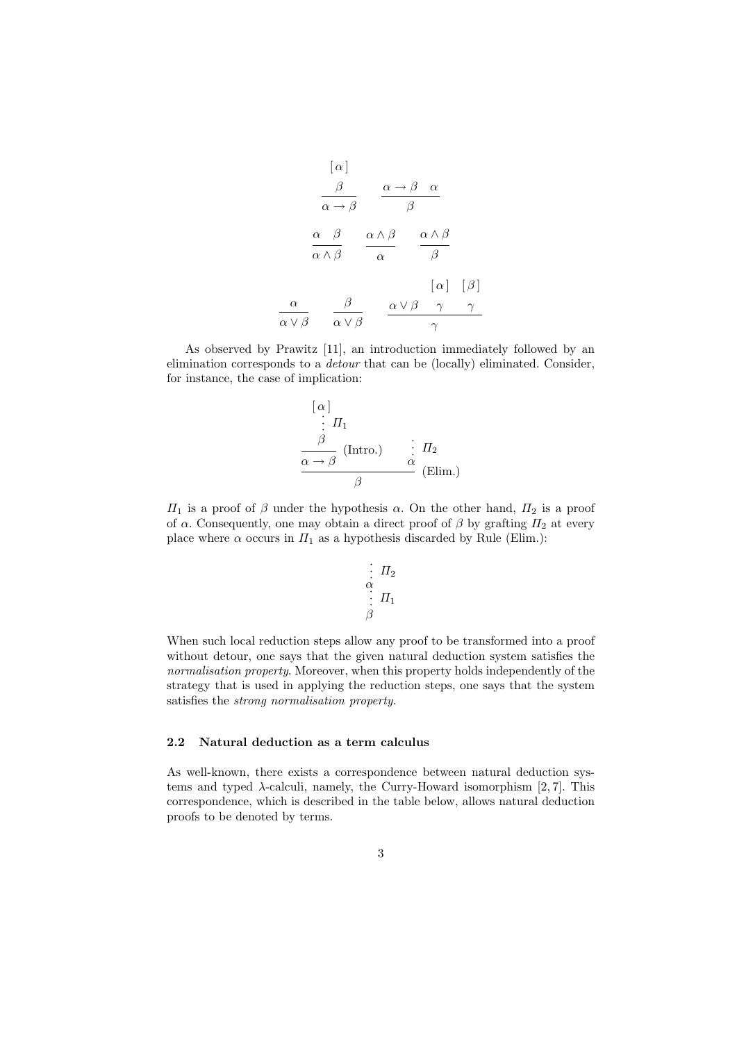$$\frac{\begin{array}{c}[\,\alpha\,]\\ \beta\end{array}}{\alpha \to \beta} \qquad \frac{\alpha \to \beta \quad \alpha}{\beta}$$

$$\frac{\alpha \quad \beta}{\alpha \wedge \beta} \qquad \frac{\alpha \wedge \beta}{\alpha} \qquad \frac{\alpha \wedge \beta}{\beta}$$

$$\frac{\alpha}{\alpha \vee \beta} \qquad \frac{\beta}{\alpha \vee \beta} \qquad \frac{\alpha \vee \beta \quad \begin{array}{c}[\,\alpha\,]\\ \gamma\end{array} \quad \begin{array}{c}[\,\beta\,]\\ \gamma\end{array}}{\gamma}$$

As observed by Prawitz [11], an introduction immediately followed by an elimination corresponds to a *detour* that can be (locally) eliminated. Consider, for instance, the case of implication:

$$\dfrac{\dfrac{\begin{array}{c}[\,\alpha\,]\\ \vdots\ \Pi_1\\ \beta\end{array}}{\alpha \to \beta}\ (\text{Intro.}) \qquad \begin{array}{c}\vdots\ \Pi_2\\ \alpha\end{array}}{\beta}\ (\text{Elim.})$$

$\Pi_1$ is a proof of $\beta$ under the hypothesis $\alpha$. On the other hand, $\Pi_2$ is a proof of $\alpha$. Consequently, one may obtain a direct proof of $\beta$ by grafting $\Pi_2$ at every place where $\alpha$ occurs in $\Pi_1$ as a hypothesis discarded by Rule (Elim.):

$$\begin{array}{c}\vdots\ \Pi_2\\ \alpha\\ \vdots\ \Pi_1\\ \beta\end{array}$$

When such local reduction steps allow any proof to be transformed into a proof without detour, one says that the given natural deduction system satisfies the *normalisation property*. Moreover, when this property holds independently of the strategy that is used in applying the reduction steps, one says that the system satisfies the *strong normalisation property*.

### 2.2 Natural deduction as a term calculus

As well-known, there exists a correspondence between natural deduction systems and typed $\lambda$-calculi, namely, the Curry-Howard isomorphism [2, 7]. This correspondence, which is described in the table below, allows natural deduction proofs to be denoted by terms.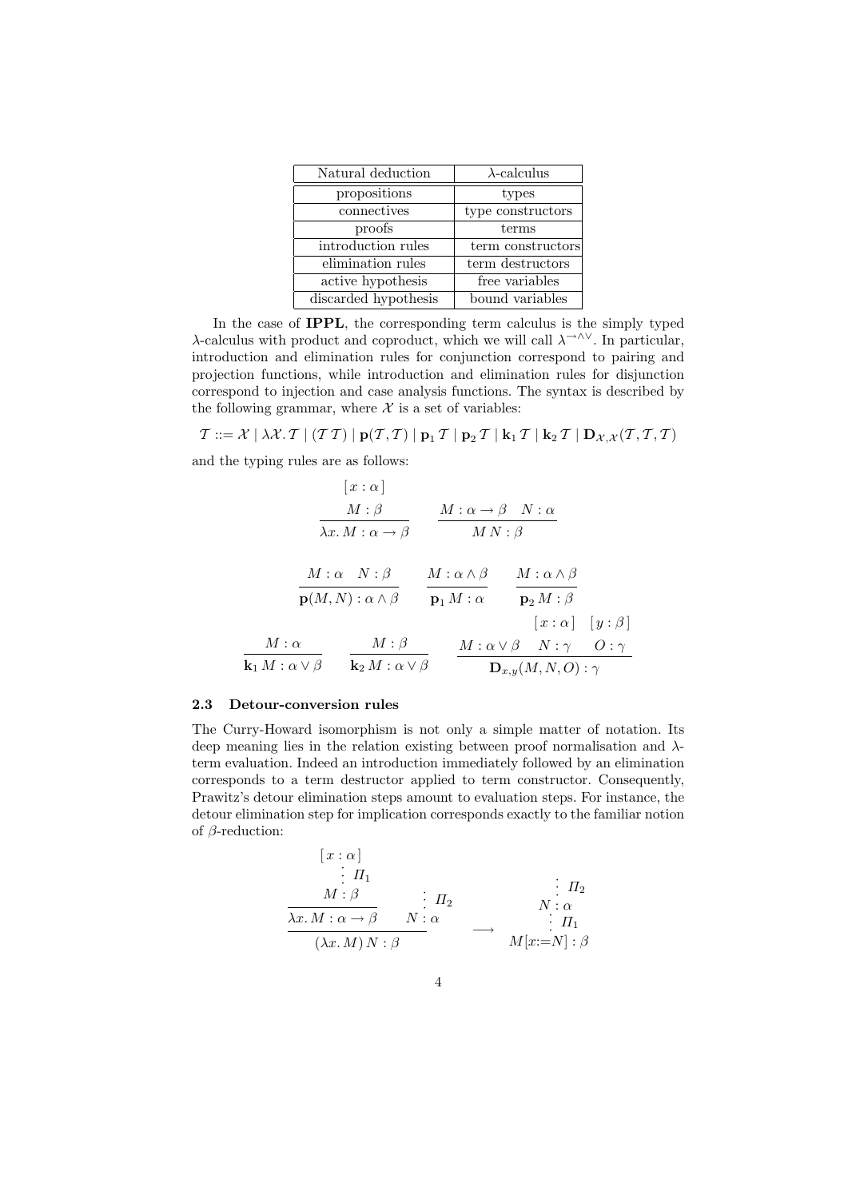| Natural deduction | $\lambda$-calculus |
|---|---|
| propositions | types |
| connectives | type constructors |
| proofs | terms |
| introduction rules | term constructors |
| elimination rules | term destructors |
| active hypothesis | free variables |
| discarded hypothesis | bound variables |

In the case of **IPPL**, the corresponding term calculus is the simply typed $\lambda$-calculus with product and coproduct, which we will call $\lambda^{\rightarrow\wedge\vee}$. In particular, introduction and elimination rules for conjunction correspond to pairing and projection functions, while introduction and elimination rules for disjunction correspond to injection and case analysis functions. The syntax is described by the following grammar, where $\mathcal{X}$ is a set of variables:

$$\mathcal{T} ::= \mathcal{X} \mid \lambda\mathcal{X}.\,\mathcal{T} \mid (\mathcal{T}\,\mathcal{T}) \mid \mathbf{p}(\mathcal{T},\mathcal{T}) \mid \mathbf{p}_1\,\mathcal{T} \mid \mathbf{p}_2\,\mathcal{T} \mid \mathbf{k}_1\,\mathcal{T} \mid \mathbf{k}_2\,\mathcal{T} \mid \mathbf{D}_{\mathcal{X},\mathcal{X}}(\mathcal{T},\mathcal{T},\mathcal{T})$$

and the typing rules are as follows:

$$\frac{\begin{array}{c}[\,x:\alpha\,]\\ M:\beta\end{array}}{\lambda x.\,M:\alpha\rightarrow\beta} \qquad \frac{M:\alpha\rightarrow\beta \quad N:\alpha}{M\,N:\beta}$$

$$\frac{M:\alpha \quad N:\beta}{\mathbf{p}(M,N):\alpha\wedge\beta} \qquad \frac{M:\alpha\wedge\beta}{\mathbf{p}_1\,M:\alpha} \qquad \frac{M:\alpha\wedge\beta}{\mathbf{p}_2\,M:\beta}$$

$$\frac{M:\alpha}{\mathbf{k}_1\,M:\alpha\vee\beta} \qquad \frac{M:\beta}{\mathbf{k}_2\,M:\alpha\vee\beta} \qquad \frac{M:\alpha\vee\beta \quad \begin{array}{c}[\,x:\alpha\,]\\ N:\gamma\end{array} \quad \begin{array}{c}[\,y:\beta\,]\\ O:\gamma\end{array}}{\mathbf{D}_{x,y}(M,N,O):\gamma}$$

### 2.3 Detour-conversion rules

The Curry-Howard isomorphism is not only a simple matter of notation. Its deep meaning lies in the relation existing between proof normalisation and $\lambda$-term evaluation. Indeed an introduction immediately followed by an elimination corresponds to a term destructor applied to term constructor. Consequently, Prawitz's detour elimination steps amount to evaluation steps. For instance, the detour elimination step for implication corresponds exactly to the familiar notion of $\beta$-reduction:

$$\frac{\dfrac{\begin{array}{c}[\,x:\alpha\,]\\ \vdots\ \Pi_1\\ M:\beta\end{array}}{\lambda x.\,M:\alpha\rightarrow\beta} \qquad \begin{array}{c}\vdots\ \Pi_2\\ N:\alpha\end{array}}{(\lambda x.\,M)\,N:\beta} \quad\longrightarrow\quad \begin{array}{c}\vdots\ \Pi_2\\ N:\alpha\\ \vdots\ \Pi_1\\ M[x{:=}N]:\beta\end{array}$$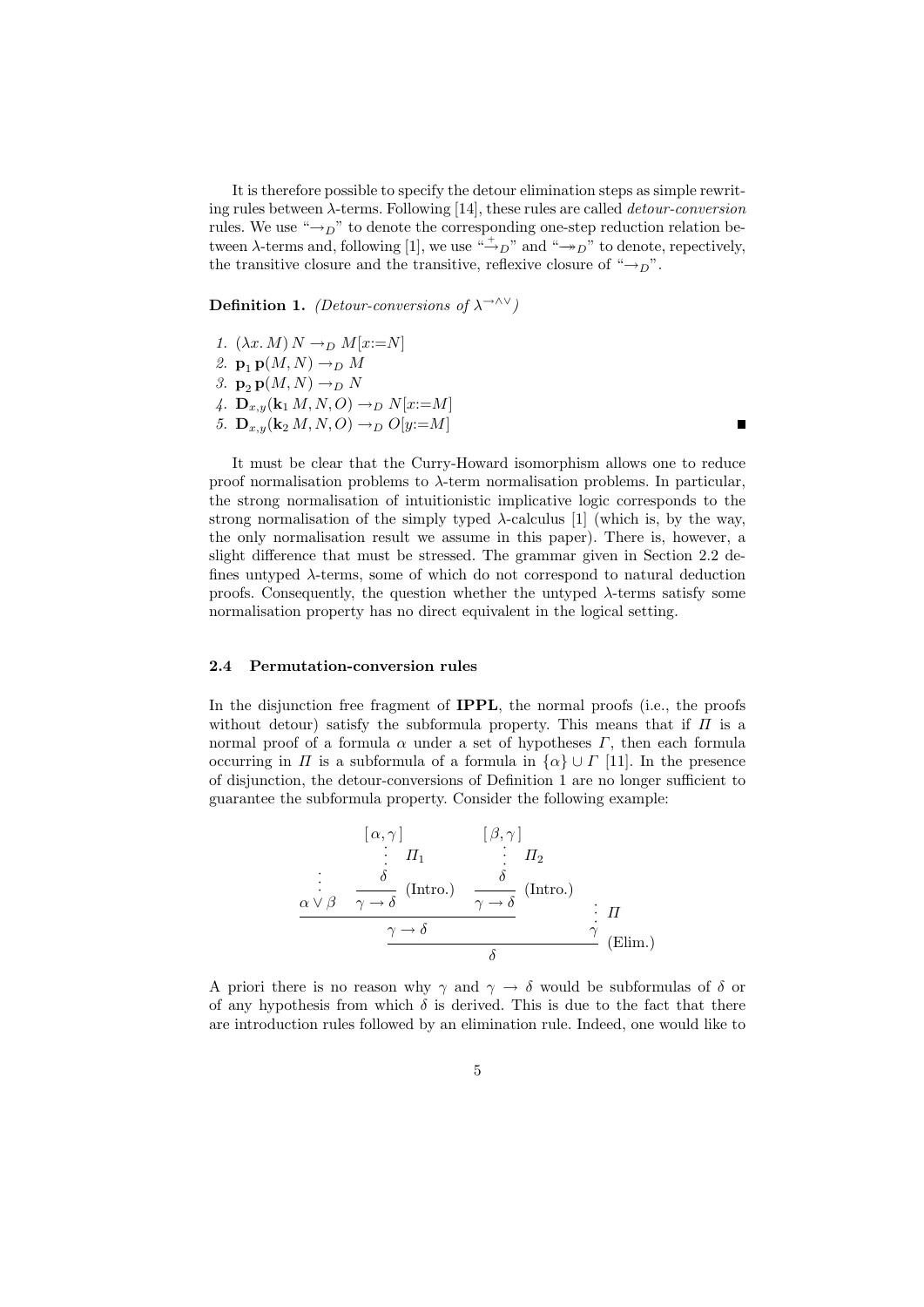It is therefore possible to specify the detour elimination steps as simple rewriting rules between λ-terms. Following [14], these rules are called *detour-conversion* rules. We use "$\rightarrow_D$" to denote the corresponding one-step reduction relation between λ-terms and, following [1], we use "$\xrightarrow{+}_D$" and "$\twoheadrightarrow_D$" to denote, repectively, the transitive closure and the transitive, reflexive closure of "$\rightarrow_D$".

**Definition 1.** *(Detour-conversions of $\lambda^{\rightarrow\wedge\vee}$)*

1. $(\lambda x.\, M)\, N \rightarrow_D M[x{:=}N]$
2. $\mathbf{p}_1\, \mathbf{p}(M, N) \rightarrow_D M$
3. $\mathbf{p}_2\, \mathbf{p}(M, N) \rightarrow_D N$
4. $\mathbf{D}_{x,y}(\mathbf{k}_1\, M, N, O) \rightarrow_D N[x{:=}M]$
5. $\mathbf{D}_{x,y}(\mathbf{k}_2\, M, N, O) \rightarrow_D O[y{:=}M]$ ■

It must be clear that the Curry-Howard isomorphism allows one to reduce proof normalisation problems to λ-term normalisation problems. In particular, the strong normalisation of intuitionistic implicative logic corresponds to the strong normalisation of the simply typed λ-calculus [1] (which is, by the way, the only normalisation result we assume in this paper). There is, however, a slight difference that must be stressed. The grammar given in Section 2.2 defines untyped λ-terms, some of which do not correspond to natural deduction proofs. Consequently, the question whether the untyped λ-terms satisfy some normalisation property has no direct equivalent in the logical setting.

### 2.4 Permutation-conversion rules

In the disjunction free fragment of **IPPL**, the normal proofs (i.e., the proofs without detour) satisfy the subformula property. This means that if $\Pi$ is a normal proof of a formula $\alpha$ under a set of hypotheses $\Gamma$, then each formula occurring in $\Pi$ is a subformula of a formula in $\{\alpha\} \cup \Gamma$ [11]. In the presence of disjunction, the detour-conversions of Definition 1 are no longer sufficient to guarantee the subformula property. Consider the following example:

$$
\cfrac{
  \cfrac{
    \begin{array}{c} \vdots \\ \alpha \vee \beta \end{array}
    \quad
    \cfrac{\begin{array}{c}[\alpha,\gamma] \\ \vdots\ \Pi_1 \\ \delta\end{array}}{\gamma \rightarrow \delta}\ (\text{Intro.})
    \quad
    \cfrac{\begin{array}{c}[\beta,\gamma] \\ \vdots\ \Pi_2 \\ \delta\end{array}}{\gamma \rightarrow \delta}\ (\text{Intro.})
  }{\gamma \rightarrow \delta}
  \qquad
  \begin{array}{c} \vdots\ \Pi \\ \gamma \end{array}
}{\delta}\ (\text{Elim.})
$$

A priori there is no reason why $\gamma$ and $\gamma \rightarrow \delta$ would be subformulas of $\delta$ or of any hypothesis from which $\delta$ is derived. This is due to the fact that there are introduction rules followed by an elimination rule. Indeed, one would like to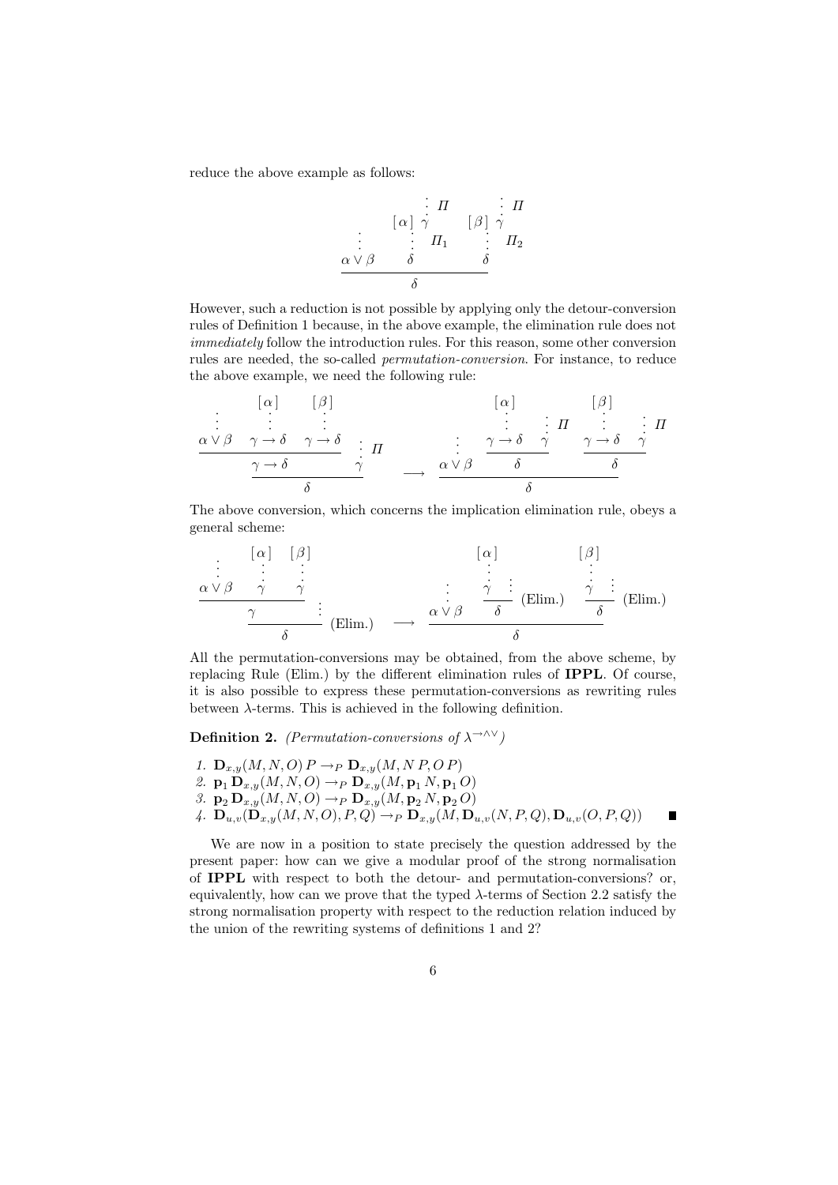reduce the above example as follows:

$$
\dfrac{\begin{array}{c}\vdots\\ \alpha\vee\beta\end{array}\quad \begin{array}{c}[\,\alpha\,]\ \begin{array}{c}\vdots\ \Pi\\ \gamma\end{array}\\ \vdots\ \Pi_1\\ \delta\end{array}\quad \begin{array}{c}[\,\beta\,]\ \begin{array}{c}\vdots\ \Pi\\ \gamma\end{array}\\ \vdots\ \Pi_2\\ \delta\end{array}}{\delta}
$$

However, such a reduction is not possible by applying only the detour-conversion rules of Definition 1 because, in the above example, the elimination rule does not *immediately* follow the introduction rules. For this reason, some other conversion rules are needed, the so-called *permutation-conversion*. For instance, to reduce the above example, we need the following rule:

$$
\dfrac{\dfrac{\begin{array}{c}\vdots\\ \alpha\vee\beta\end{array}\quad \begin{array}{c}[\,\alpha\,]\\ \vdots\\ \gamma\to\delta\end{array}\quad \begin{array}{c}[\,\beta\,]\\ \vdots\\ \gamma\to\delta\end{array}}{\gamma\to\delta}\quad \begin{array}{c}\vdots\ \Pi\\ \gamma\end{array}}{\delta}
\quad\longrightarrow\quad
\dfrac{\begin{array}{c}\vdots\\ \alpha\vee\beta\end{array}\quad \dfrac{\begin{array}{c}[\,\alpha\,]\\ \vdots\\ \gamma\to\delta\end{array}\quad \begin{array}{c}\vdots\ \Pi\\ \gamma\end{array}}{\delta}\quad \dfrac{\begin{array}{c}[\,\beta\,]\\ \vdots\\ \gamma\to\delta\end{array}\quad \begin{array}{c}\vdots\ \Pi\\ \gamma\end{array}}{\delta}}{\delta}
$$

The above conversion, which concerns the implication elimination rule, obeys a general scheme:

$$
\dfrac{\dfrac{\begin{array}{c}\vdots\\ \alpha\vee\beta\end{array}\quad \begin{array}{c}[\,\alpha\,]\\ \vdots\\ \gamma\end{array}\quad \begin{array}{c}[\,\beta\,]\\ \vdots\\ \gamma\end{array}}{\gamma}\quad \vdots}{\delta}\ (\text{Elim.})
\quad\longrightarrow\quad
\dfrac{\begin{array}{c}\vdots\\ \alpha\vee\beta\end{array}\quad \dfrac{\begin{array}{c}[\,\alpha\,]\\ \vdots\\ \gamma\end{array}\quad \vdots}{\delta}\ (\text{Elim.})\quad \dfrac{\begin{array}{c}[\,\beta\,]\\ \vdots\\ \gamma\end{array}\quad \vdots}{\delta}\ (\text{Elim.})}{\delta}
$$

All the permutation-conversions may be obtained, from the above scheme, by replacing Rule (Elim.) by the different elimination rules of **IPPL**. Of course, it is also possible to express these permutation-conversions as rewriting rules between λ-terms. This is achieved in the following definition.

**Definition 2.** *(Permutation-conversions of $\lambda^{\to\wedge\vee}$)*

1. $\mathbf{D}_{x,y}(M,N,O)\,P \to_P \mathbf{D}_{x,y}(M,N\,P,O\,P)$
2. $\mathbf{p}_1\,\mathbf{D}_{x,y}(M,N,O) \to_P \mathbf{D}_{x,y}(M,\mathbf{p}_1\,N,\mathbf{p}_1\,O)$
3. $\mathbf{p}_2\,\mathbf{D}_{x,y}(M,N,O) \to_P \mathbf{D}_{x,y}(M,\mathbf{p}_2\,N,\mathbf{p}_2\,O)$
4. $\mathbf{D}_{u,v}(\mathbf{D}_{x,y}(M,N,O),P,Q) \to_P \mathbf{D}_{x,y}(M,\mathbf{D}_{u,v}(N,P,Q),\mathbf{D}_{u,v}(O,P,Q))$ ∎

We are now in a position to state precisely the question addressed by the present paper: how can we give a modular proof of the strong normalisation of **IPPL** with respect to both the detour- and permutation-conversions? or, equivalently, how can we prove that the typed λ-terms of Section 2.2 satisfy the strong normalisation property with respect to the reduction relation induced by the union of the rewriting systems of definitions 1 and 2?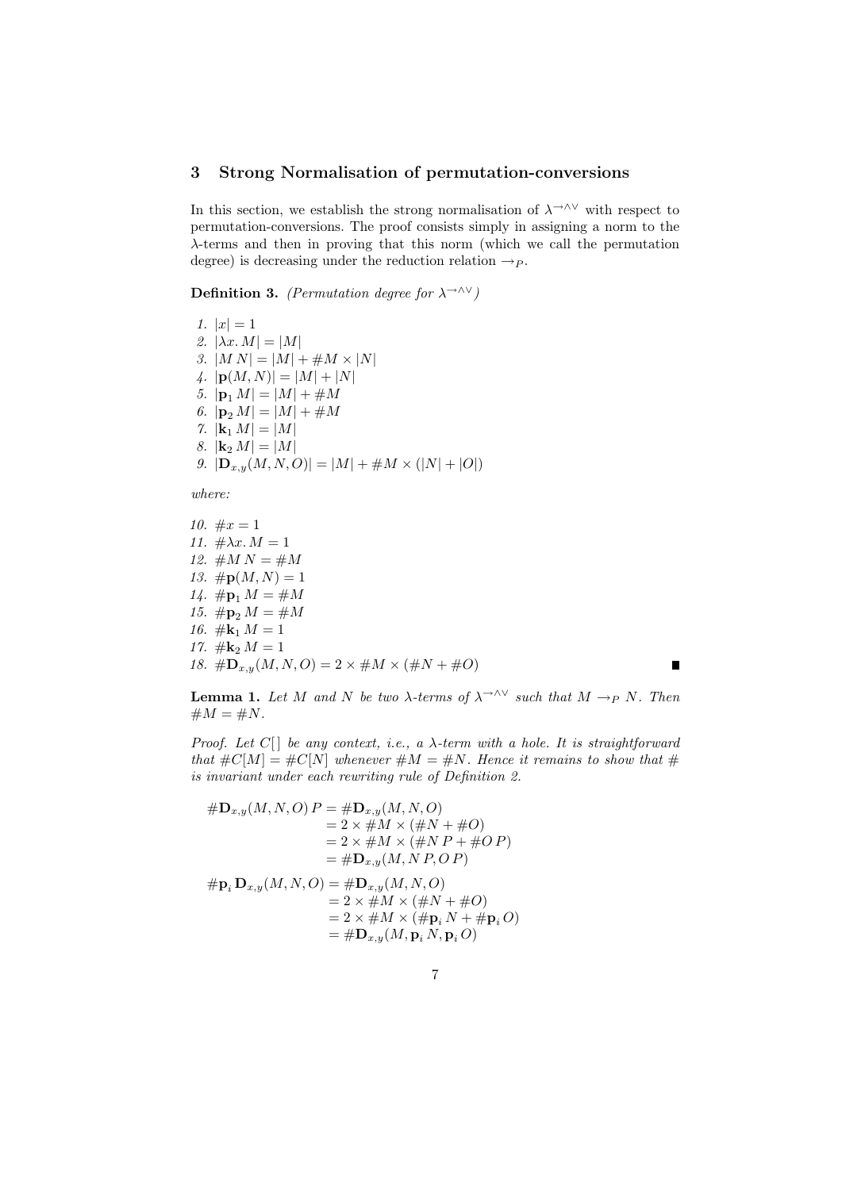## 3 Strong Normalisation of permutation-conversions

In this section, we establish the strong normalisation of $\lambda^{\rightarrow\wedge\vee}$ with respect to permutation-conversions. The proof consists simply in assigning a norm to the $\lambda$-terms and then in proving that this norm (which we call the permutation degree) is decreasing under the reduction relation $\rightarrow_P$.

**Definition 3.** *(Permutation degree for $\lambda^{\rightarrow\wedge\vee}$)*

1. $|x| = 1$
2. $|\lambda x. M| = |M|$
3. $|M\,N| = |M| + \#M \times |N|$
4. $|\mathbf{p}(M, N)| = |M| + |N|$
5. $|\mathbf{p}_1\, M| = |M| + \#M$
6. $|\mathbf{p}_2\, M| = |M| + \#M$
7. $|\mathbf{k}_1\, M| = |M|$
8. $|\mathbf{k}_2\, M| = |M|$
9. $|\mathbf{D}_{x,y}(M, N, O)| = |M| + \#M \times (|N| + |O|)$

*where:*

10. $\#x = 1$
11. $\#\lambda x. M = 1$
12. $\#M\,N = \#M$
13. $\#\mathbf{p}(M, N) = 1$
14. $\#\mathbf{p}_1\, M = \#M$
15. $\#\mathbf{p}_2\, M = \#M$
16. $\#\mathbf{k}_1\, M = 1$
17. $\#\mathbf{k}_2\, M = 1$
18. $\#\mathbf{D}_{x,y}(M, N, O) = 2 \times \#M \times (\#N + \#O)$ ∎

**Lemma 1.** *Let $M$ and $N$ be two $\lambda$-terms of $\lambda^{\rightarrow\wedge\vee}$ such that $M \rightarrow_P N$. Then $\#M = \#N$.*

*Proof.* Let $C[\,]$ be any context, i.e., a $\lambda$-term with a hole. It is straightforward that $\#C[M] = \#C[N]$ whenever $\#M = \#N$. Hence it remains to show that $\#$ is invariant under each rewriting rule of Definition 2.

$$
\begin{aligned}
\#\mathbf{D}_{x,y}(M, N, O)\, P &= \#\mathbf{D}_{x,y}(M, N, O) \\
&= 2 \times \#M \times (\#N + \#O) \\
&= 2 \times \#M \times (\#N\,P + \#O\,P) \\
&= \#\mathbf{D}_{x,y}(M, N\,P, O\,P)
\end{aligned}
$$

$$
\begin{aligned}
\#\mathbf{p}_i\, \mathbf{D}_{x,y}(M, N, O) &= \#\mathbf{D}_{x,y}(M, N, O) \\
&= 2 \times \#M \times (\#N + \#O) \\
&= 2 \times \#M \times (\#\mathbf{p}_i\, N + \#\mathbf{p}_i\, O) \\
&= \#\mathbf{D}_{x,y}(M, \mathbf{p}_i\, N, \mathbf{p}_i\, O)
\end{aligned}
$$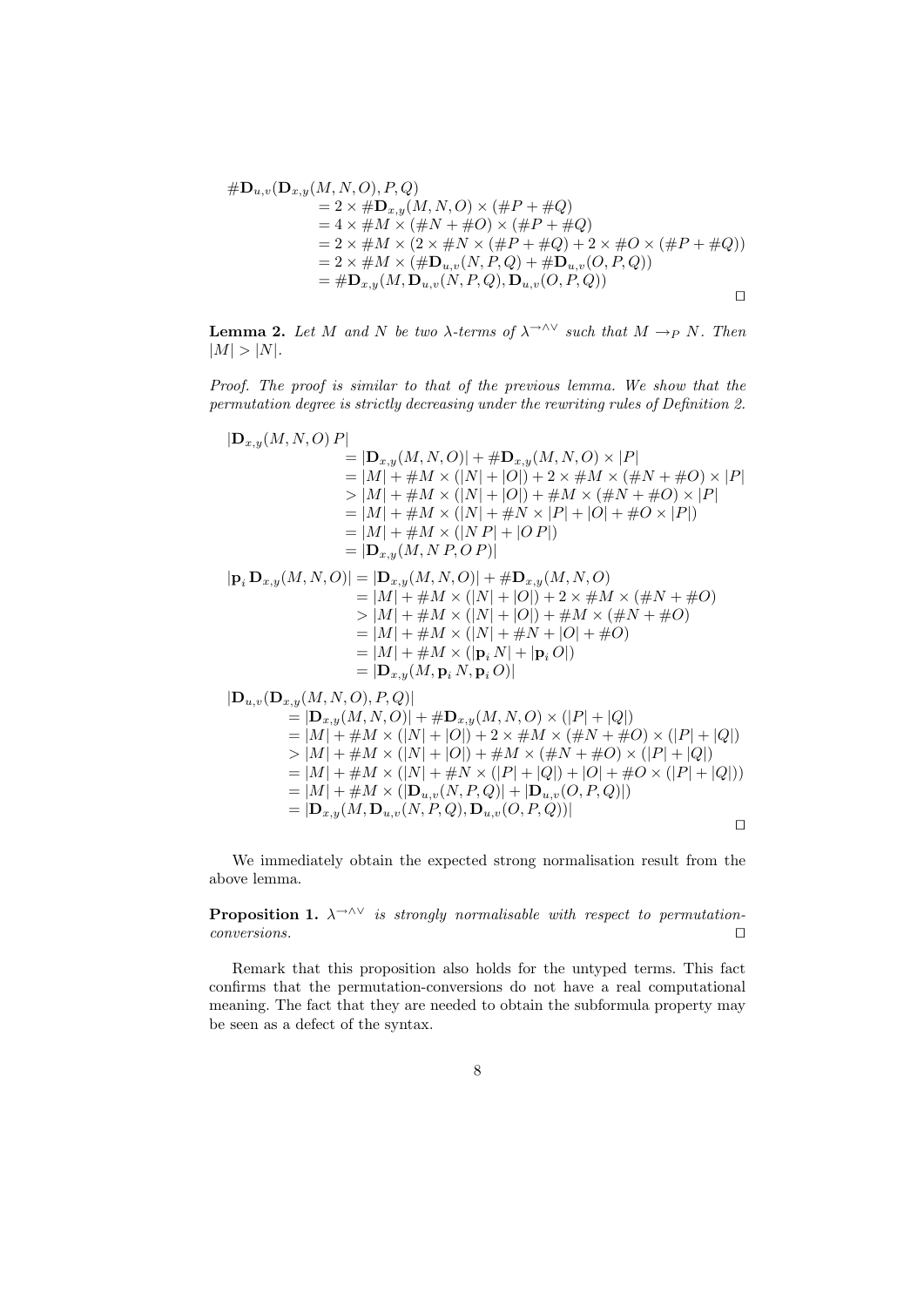$$
\begin{aligned}
&\#\mathbf{D}_{u,v}(\mathbf{D}_{x,y}(M,N,O),P,Q)\\
&\qquad = 2 \times \#\mathbf{D}_{x,y}(M,N,O) \times (\#P + \#Q)\\
&\qquad = 4 \times \#M \times (\#N + \#O) \times (\#P + \#Q)\\
&\qquad = 2 \times \#M \times (2 \times \#N \times (\#P + \#Q) + 2 \times \#O \times (\#P + \#Q))\\
&\qquad = 2 \times \#M \times (\#\mathbf{D}_{u,v}(N,P,Q) + \#\mathbf{D}_{u,v}(O,P,Q))\\
&\qquad = \#\mathbf{D}_{x,y}(M, \mathbf{D}_{u,v}(N,P,Q), \mathbf{D}_{u,v}(O,P,Q))
\end{aligned}
$$

□

**Lemma 2.** *Let $M$ and $N$ be two $\lambda$-terms of $\lambda^{\rightarrow\wedge\vee}$ such that $M \rightarrow_P N$. Then $|M| > |N|$.*

*Proof.* *The proof is similar to that of the previous lemma. We show that the permutation degree is strictly decreasing under the rewriting rules of Definition 2.*

$$
\begin{aligned}
&|\mathbf{D}_{x,y}(M,N,O)\,P|\\
&\qquad = |\mathbf{D}_{x,y}(M,N,O)| + \#\mathbf{D}_{x,y}(M,N,O) \times |P|\\
&\qquad = |M| + \#M \times (|N| + |O|) + 2 \times \#M \times (\#N + \#O) \times |P|\\
&\qquad > |M| + \#M \times (|N| + |O|) + \#M \times (\#N + \#O) \times |P|\\
&\qquad = |M| + \#M \times (|N| + \#N \times |P| + |O| + \#O \times |P|)\\
&\qquad = |M| + \#M \times (|N\,P| + |O\,P|)\\
&\qquad = |\mathbf{D}_{x,y}(M, N\,P, O\,P)|
\end{aligned}
$$

$$
\begin{aligned}
|\mathbf{p}_i\,\mathbf{D}_{x,y}(M,N,O)| &= |\mathbf{D}_{x,y}(M,N,O)| + \#\mathbf{D}_{x,y}(M,N,O)\\
&= |M| + \#M \times (|N| + |O|) + 2 \times \#M \times (\#N + \#O)\\
&> |M| + \#M \times (|N| + |O|) + \#M \times (\#N + \#O)\\
&= |M| + \#M \times (|N| + \#N + |O| + \#O)\\
&= |M| + \#M \times (|\mathbf{p}_i\,N| + |\mathbf{p}_i\,O|)\\
&= |\mathbf{D}_{x,y}(M, \mathbf{p}_i\,N, \mathbf{p}_i\,O)|
\end{aligned}
$$

$$
\begin{aligned}
&|\mathbf{D}_{u,v}(\mathbf{D}_{x,y}(M,N,O),P,Q)|\\
&\quad = |\mathbf{D}_{x,y}(M,N,O)| + \#\mathbf{D}_{x,y}(M,N,O) \times (|P| + |Q|)\\
&\quad = |M| + \#M \times (|N| + |O|) + 2 \times \#M \times (\#N + \#O) \times (|P| + |Q|)\\
&\quad > |M| + \#M \times (|N| + |O|) + \#M \times (\#N + \#O) \times (|P| + |Q|)\\
&\quad = |M| + \#M \times (|N| + \#N \times (|P| + |Q|) + |O| + \#O \times (|P| + |Q|))\\
&\quad = |M| + \#M \times (|\mathbf{D}_{u,v}(N,P,Q)| + |\mathbf{D}_{u,v}(O,P,Q)|)\\
&\quad = |\mathbf{D}_{x,y}(M, \mathbf{D}_{u,v}(N,P,Q), \mathbf{D}_{u,v}(O,P,Q))|
\end{aligned}
$$

□

We immediately obtain the expected strong normalisation result from the above lemma.

**Proposition 1.** *$\lambda^{\rightarrow\wedge\vee}$ is strongly normalisable with respect to permutation-conversions.* □

Remark that this proposition also holds for the untyped terms. This fact confirms that the permutation-conversions do not have a real computational meaning. The fact that they are needed to obtain the subformula property may be seen as a defect of the syntax.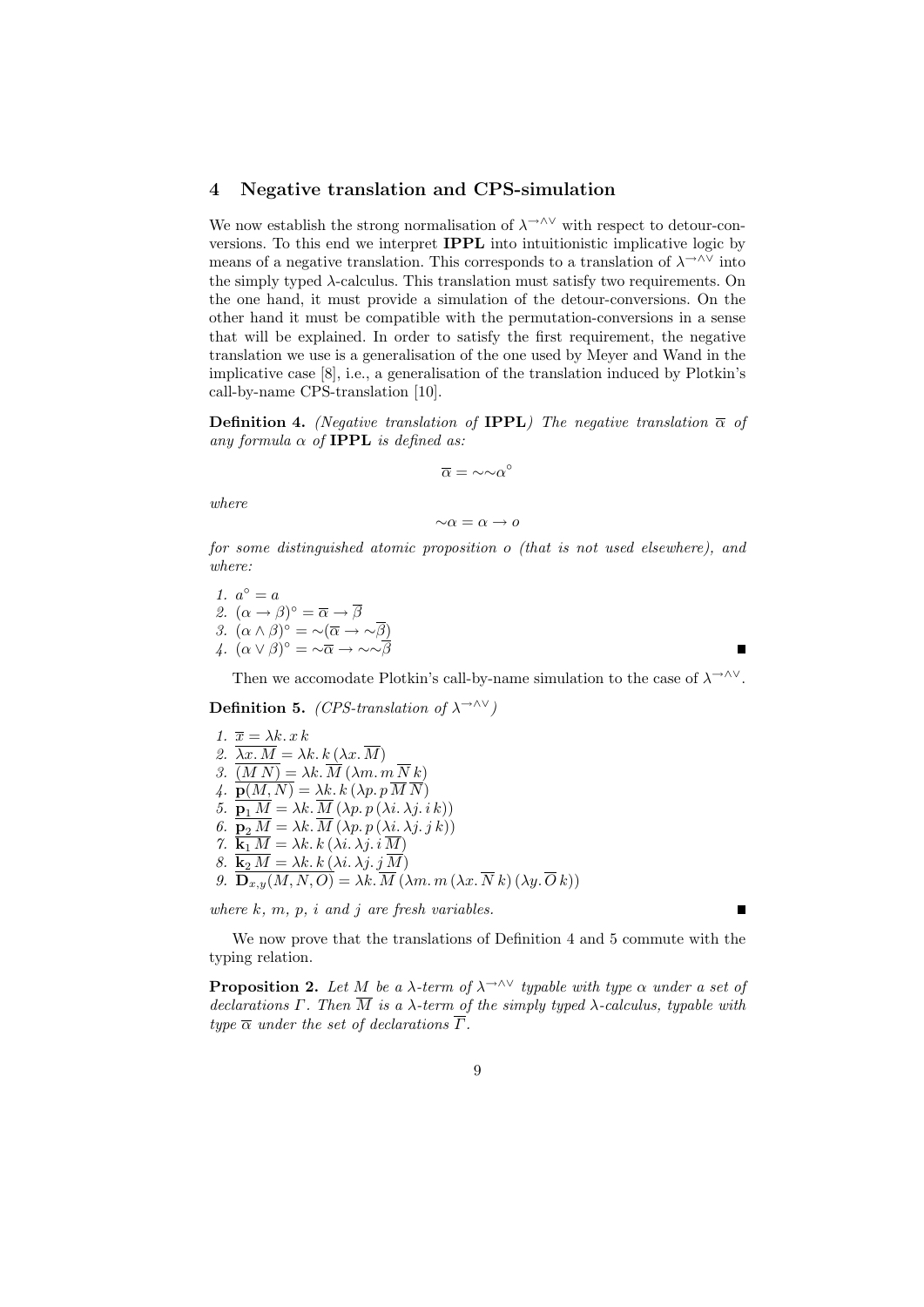## 4 Negative translation and CPS-simulation

We now establish the strong normalisation of $\lambda^{\rightarrow\wedge\vee}$ with respect to detour-conversions. To this end we interpret **IPPL** into intuitionistic implicative logic by means of a negative translation. This corresponds to a translation of $\lambda^{\rightarrow\wedge\vee}$ into the simply typed $\lambda$-calculus. This translation must satisfy two requirements. On the one hand, it must provide a simulation of the detour-conversions. On the other hand it must be compatible with the permutation-conversions in a sense that will be explained. In order to satisfy the first requirement, the negative translation we use is a generalisation of the one used by Meyer and Wand in the implicative case [8], i.e., a generalisation of the translation induced by Plotkin's call-by-name CPS-translation [10].

**Definition 4.** *(Negative translation of* **IPPL***) The negative translation $\overline{\alpha}$ of any formula $\alpha$ of* **IPPL** *is defined as:*

$$\overline{\alpha} = \sim\sim\alpha^{\circ}$$

*where*

$$\sim\alpha = \alpha \rightarrow o$$

*for some distinguished atomic proposition $o$ (that is not used elsewhere), and where:*

1. $a^{\circ} = a$
2. $(\alpha \rightarrow \beta)^{\circ} = \overline{\alpha} \rightarrow \overline{\beta}$
3. $(\alpha \wedge \beta)^{\circ} = \sim(\overline{\alpha} \rightarrow \sim\overline{\beta})$
4. $(\alpha \vee \beta)^{\circ} = \sim\overline{\alpha} \rightarrow \sim\sim\overline{\beta}$ ∎

Then we accomodate Plotkin's call-by-name simulation to the case of $\lambda^{\rightarrow\wedge\vee}$.

**Definition 5.** *(CPS-translation of $\lambda^{\rightarrow\wedge\vee}$)*

1. $\overline{x} = \lambda k.\, x\, k$
2. $\overline{\lambda x.\, M} = \lambda k.\, k\, (\lambda x.\, \overline{M})$
3. $\overline{(M\, N)} = \lambda k.\, \overline{M}\, (\lambda m.\, m\, \overline{N}\, k)$
4. $\overline{\mathbf{p}(M, N)} = \lambda k.\, k\, (\lambda p.\, p\, \overline{M}\, \overline{N})$
5. $\overline{\mathbf{p}_1\, M} = \lambda k.\, \overline{M}\, (\lambda p.\, p\, (\lambda i.\, \lambda j.\, i\, k))$
6. $\overline{\mathbf{p}_2\, M} = \lambda k.\, \overline{M}\, (\lambda p.\, p\, (\lambda i.\, \lambda j.\, j\, k))$
7. $\overline{\mathbf{k}_1\, M} = \lambda k.\, k\, (\lambda i.\, \lambda j.\, i\, \overline{M})$
8. $\overline{\mathbf{k}_2\, M} = \lambda k.\, k\, (\lambda i.\, \lambda j.\, j\, \overline{M})$
9. $\overline{\mathbf{D}_{x,y}(M, N, O)} = \lambda k.\, \overline{M}\, (\lambda m.\, m\, (\lambda x.\, \overline{N}\, k)\, (\lambda y.\, \overline{O}\, k))$

*where $k$, $m$, $p$, $i$ and $j$ are fresh variables.* ∎

We now prove that the translations of Definition 4 and 5 commute with the typing relation.

**Proposition 2.** *Let $M$ be a $\lambda$-term of $\lambda^{\rightarrow\wedge\vee}$ typable with type $\alpha$ under a set of declarations $\Gamma$. Then $\overline{M}$ is a $\lambda$-term of the simply typed $\lambda$-calculus, typable with type $\overline{\alpha}$ under the set of declarations $\overline{\Gamma}$.*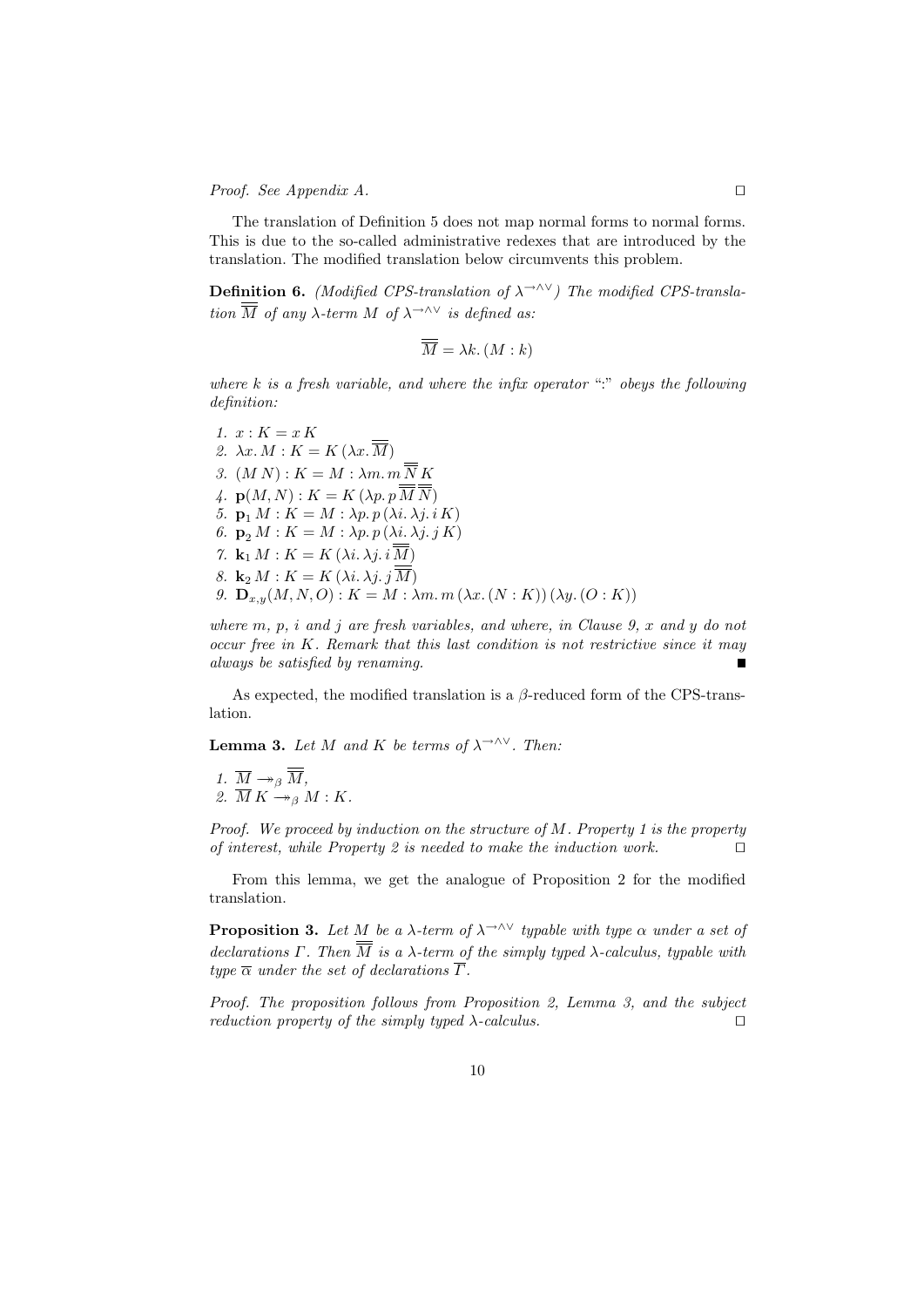*Proof.* See Appendix A. □

The translation of Definition 5 does not map normal forms to normal forms. This is due to the so-called administrative redexes that are introduced by the translation. The modified translation below circumvents this problem.

**Definition 6.** *(Modified CPS-translation of $\lambda^{\rightarrow\wedge\vee}$) The modified CPS-translation $\overline{\overline{M}}$ of any $\lambda$-term $M$ of $\lambda^{\rightarrow\wedge\vee}$ is defined as:*

$$\overline{\overline{M}} = \lambda k.\, (M : k)$$

*where $k$ is a fresh variable, and where the infix operator ":" obeys the following definition:*

1. $x : K = x\, K$
2. $\lambda x.\, M : K = K\, (\lambda x.\, \overline{\overline{M}})$
3. $(M\, N) : K = M : \lambda m.\, m\, \overline{\overline{N}}\, K$
4. $\mathbf{p}(M, N) : K = K\, (\lambda p.\, p\, \overline{\overline{M}}\, \overline{\overline{N}})$
5. $\mathbf{p}_1\, M : K = M : \lambda p.\, p\, (\lambda i.\, \lambda j.\, i\, K)$
6. $\mathbf{p}_2\, M : K = M : \lambda p.\, p\, (\lambda i.\, \lambda j.\, j\, K)$
7. $\mathbf{k}_1\, M : K = K\, (\lambda i.\, \lambda j.\, i\, \overline{\overline{M}})$
8. $\mathbf{k}_2\, M : K = K\, (\lambda i.\, \lambda j.\, j\, \overline{\overline{M}})$
9. $\mathbf{D}_{x,y}(M, N, O) : K = M : \lambda m.\, m\, (\lambda x.\, (N : K))\, (\lambda y.\, (O : K))$

*where $m$, $p$, $i$ and $j$ are fresh variables, and where, in Clause 9, $x$ and $y$ do not occur free in $K$. Remark that this last condition is not restrictive since it may always be satisfied by renaming.* ■

As expected, the modified translation is a $\beta$-reduced form of the CPS-translation.

**Lemma 3.** *Let $M$ and $K$ be terms of $\lambda^{\rightarrow\wedge\vee}$. Then:*

1. $\overline{M} \twoheadrightarrow_\beta \overline{\overline{M}}$,
2. $\overline{M}\, K \twoheadrightarrow_\beta M : K$.

*Proof.* We proceed by induction on the structure of $M$. Property 1 is the property of interest, while Property 2 is needed to make the induction work. □

From this lemma, we get the analogue of Proposition 2 for the modified translation.

**Proposition 3.** *Let $M$ be a $\lambda$-term of $\lambda^{\rightarrow\wedge\vee}$ typable with type $\alpha$ under a set of declarations $\Gamma$. Then $\overline{\overline{M}}$ is a $\lambda$-term of the simply typed $\lambda$-calculus, typable with type $\overline{\alpha}$ under the set of declarations $\overline{\Gamma}$.*

*Proof.* The proposition follows from Proposition 2, Lemma 3, and the subject reduction property of the simply typed $\lambda$-calculus. □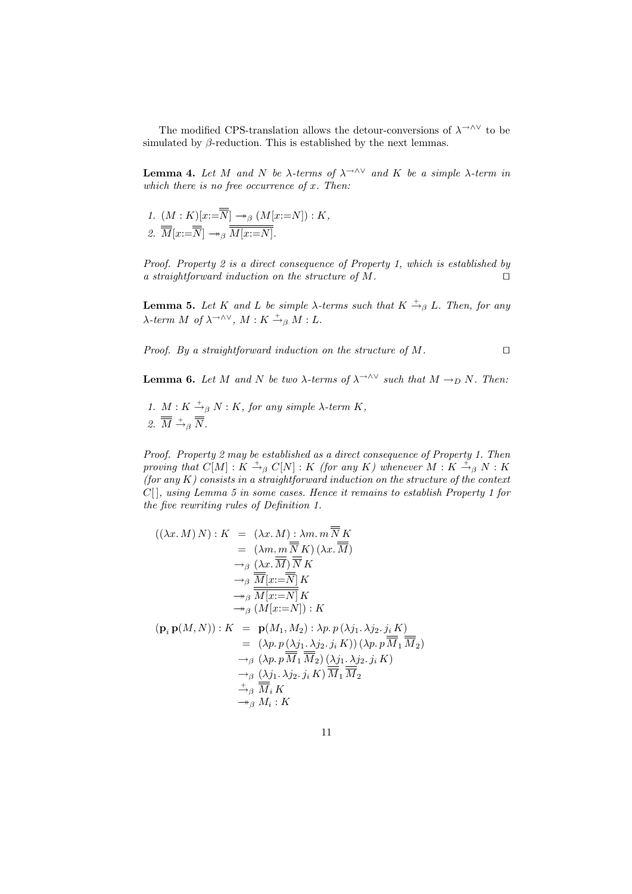The modified CPS-translation allows the detour-conversions of $\lambda^{\rightarrow\wedge\vee}$ to be simulated by $\beta$-reduction. This is established by the next lemmas.

**Lemma 4.** *Let $M$ and $N$ be $\lambda$-terms of $\lambda^{\rightarrow\wedge\vee}$ and $K$ be a simple $\lambda$-term in which there is no free occurrence of $x$. Then:*

1. $(M : K)[x{:=}\overline{\overline{N}}] \twoheadrightarrow_\beta (M[x{:=}N]) : K$,
2. $\overline{\overline{M}}[x{:=}\overline{\overline{N}}] \twoheadrightarrow_\beta \overline{\overline{M[x{:=}N]}}$.

*Proof.* Property 2 is a direct consequence of Property 1, which is established by a straightforward induction on the structure of $M$. $\square$

**Lemma 5.** *Let $K$ and $L$ be simple $\lambda$-terms such that $K \xrightarrow{+}_\beta L$. Then, for any $\lambda$-term $M$ of $\lambda^{\rightarrow\wedge\vee}$, $M : K \xrightarrow{+}_\beta M : L$.*

*Proof.* By a straightforward induction on the structure of $M$. $\square$

**Lemma 6.** *Let $M$ and $N$ be two $\lambda$-terms of $\lambda^{\rightarrow\wedge\vee}$ such that $M \rightarrow_D N$. Then:*

1. $M : K \xrightarrow{+}_\beta N : K$, *for any simple $\lambda$-term $K$,*
2. $\overline{\overline{M}} \xrightarrow{+}_\beta \overline{\overline{N}}$.

*Proof.* Property 2 may be established as a direct consequence of Property 1. Then proving that $C[M] : K \xrightarrow{+}_\beta C[N] : K$ (for any $K$) whenever $M : K \xrightarrow{+}_\beta N : K$ (for any $K$) consists in a straightforward induction on the structure of the context $C[\,]$, using Lemma 5 in some cases. Hence it remains to establish Property 1 for the five rewriting rules of Definition 1.

$$
\begin{aligned}
((\lambda x.\, M)\, N) : K &= (\lambda x.\, M) : \lambda m.\, m\, \overline{\overline{N}}\, K \\
&= (\lambda m.\, m\, \overline{\overline{N}}\, K)\, (\lambda x.\, \overline{\overline{M}}) \\
&\rightarrow_\beta (\lambda x.\, \overline{\overline{M}})\, \overline{\overline{N}}\, K \\
&\rightarrow_\beta \overline{\overline{M}}[x{:=}\overline{\overline{N}}]\, K \\
&\twoheadrightarrow_\beta \overline{\overline{M[x{:=}N]}}\, K \\
&\twoheadrightarrow_\beta (M[x{:=}N]) : K
\end{aligned}
$$

$$
\begin{aligned}
(\mathbf{p}_i\, \mathbf{p}(M, N)) : K &= \mathbf{p}(M_1, M_2) : \lambda p.\, p\, (\lambda j_1.\, \lambda j_2.\, j_i\, K) \\
&= (\lambda p.\, p\, (\lambda j_1.\, \lambda j_2.\, j_i\, K))\, (\lambda p.\, p\, \overline{\overline{M}}_1\, \overline{\overline{M}}_2) \\
&\rightarrow_\beta (\lambda p.\, p\, \overline{\overline{M}}_1\, \overline{\overline{M}}_2)\, (\lambda j_1.\, \lambda j_2.\, j_i\, K) \\
&\rightarrow_\beta (\lambda j_1.\, \lambda j_2.\, j_i\, K)\, \overline{\overline{M}}_1\, \overline{\overline{M}}_2 \\
&\xrightarrow{+}_\beta \overline{\overline{M}}_i\, K \\
&\twoheadrightarrow_\beta M_i : K
\end{aligned}
$$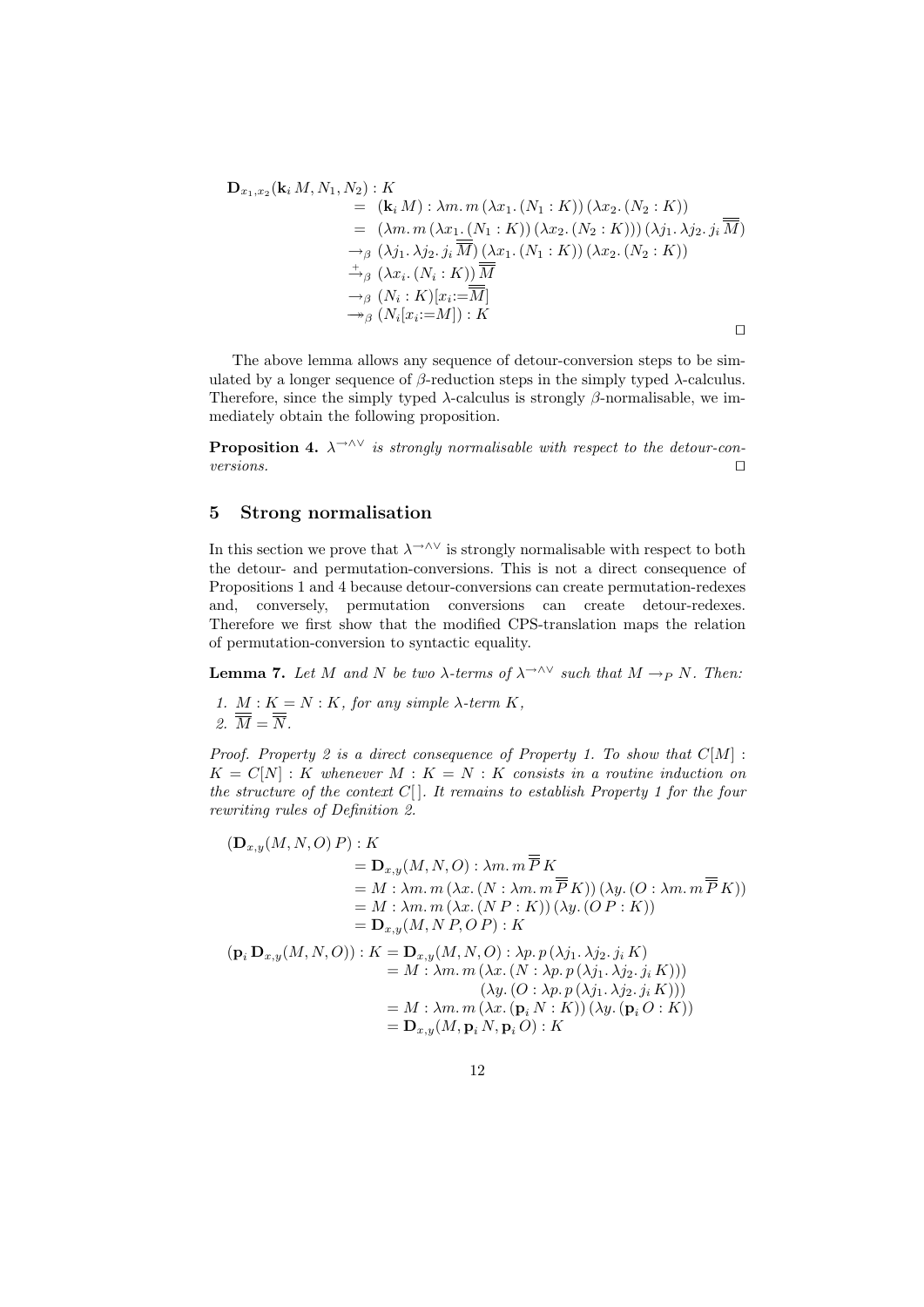$$
\begin{aligned}
\mathbf{D}_{x_1,x_2}(\mathbf{k}_i\, M, N_1, N_2) : K & \\
&= (\mathbf{k}_i\, M) : \lambda m.\, m\, (\lambda x_1.\, (N_1 : K))\, (\lambda x_2.\, (N_2 : K)) \\
&= (\lambda m.\, m\, (\lambda x_1.\, (N_1 : K))\, (\lambda x_2.\, (N_2 : K)))\, (\lambda j_1.\, \lambda j_2.\, j_i\, \overline{\overline{M}}) \\
&\to_\beta (\lambda j_1.\, \lambda j_2.\, j_i\, \overline{\overline{M}})\, (\lambda x_1.\, (N_1 : K))\, (\lambda x_2.\, (N_2 : K)) \\
&\xrightarrow{+}_\beta (\lambda x_i.\, (N_i : K))\, \overline{\overline{M}} \\
&\to_\beta (N_i : K)[x_i{:=}\overline{\overline{M}}] \\
&\twoheadrightarrow_\beta (N_i[x_i{:=}M]) : K
\end{aligned}
$$

□

The above lemma allows any sequence of detour-conversion steps to be simulated by a longer sequence of $\beta$-reduction steps in the simply typed $\lambda$-calculus. Therefore, since the simply typed $\lambda$-calculus is strongly $\beta$-normalisable, we immediately obtain the following proposition.

**Proposition 4.** *$\lambda^{\to\wedge\vee}$ is strongly normalisable with respect to the detour-conversions.* □

## 5 Strong normalisation

In this section we prove that $\lambda^{\to\wedge\vee}$ is strongly normalisable with respect to both the detour- and permutation-conversions. This is not a direct consequence of Propositions 1 and 4 because detour-conversions can create permutation-redexes and, conversely, permutation conversions can create detour-redexes. Therefore we first show that the modified CPS-translation maps the relation of permutation-conversion to syntactic equality.

**Lemma 7.** *Let $M$ and $N$ be two $\lambda$-terms of $\lambda^{\to\wedge\vee}$ such that $M \to_P N$. Then:*

1. *$M : K = N : K$, for any simple $\lambda$-term $K$,*
2. *$\overline{\overline{M}} = \overline{\overline{N}}$.*

*Proof.* Property 2 is a direct consequence of Property 1. To show that $C[M] : K = C[N] : K$ whenever $M : K = N : K$ consists in a routine induction on the structure of the context $C[\,]$. It remains to establish Property 1 for the four rewriting rules of Definition 2.

$$
\begin{aligned}
(\mathbf{D}_{x,y}(M, N, O)\, P) : K & \\
&= \mathbf{D}_{x,y}(M, N, O) : \lambda m.\, m\, \overline{\overline{P}}\, K \\
&= M : \lambda m.\, m\, (\lambda x.\, (N : \lambda m.\, m\, \overline{\overline{P}}\, K))\, (\lambda y.\, (O : \lambda m.\, m\, \overline{\overline{P}}\, K)) \\
&= M : \lambda m.\, m\, (\lambda x.\, (N\, P : K))\, (\lambda y.\, (O\, P : K)) \\
&= \mathbf{D}_{x,y}(M, N\, P, O\, P) : K
\end{aligned}
$$

$$
\begin{aligned}
(\mathbf{p}_i\, \mathbf{D}_{x,y}(M, N, O)) : K &= \mathbf{D}_{x,y}(M, N, O) : \lambda p.\, p\, (\lambda j_1.\, \lambda j_2.\, j_i\, K) \\
&= M : \lambda m.\, m\, (\lambda x.\, (N : \lambda p.\, p\, (\lambda j_1.\, \lambda j_2.\, j_i\, K))) \\
&\qquad\qquad (\lambda y.\, (O : \lambda p.\, p\, (\lambda j_1.\, \lambda j_2.\, j_i\, K))) \\
&= M : \lambda m.\, m\, (\lambda x.\, (\mathbf{p}_i\, N : K))\, (\lambda y.\, (\mathbf{p}_i\, O : K)) \\
&= \mathbf{D}_{x,y}(M, \mathbf{p}_i\, N, \mathbf{p}_i\, O) : K
\end{aligned}
$$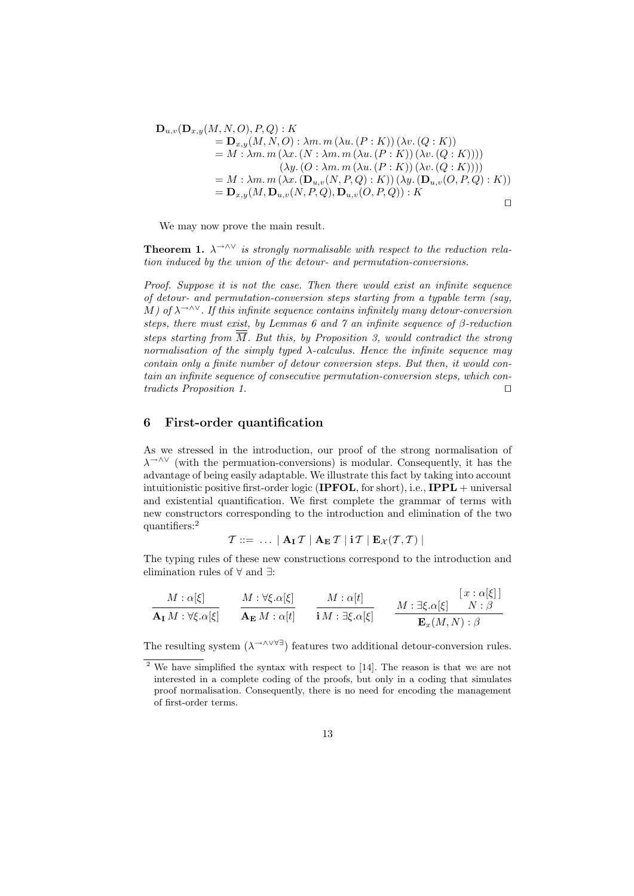$$
\begin{aligned}
\mathbf{D}_{u,v}(\mathbf{D}_{x,y}(M, N, O), P, Q) : K \\
&= \mathbf{D}_{x,y}(M, N, O) : \lambda m.\, m\,(\lambda u.\,(P : K))\,(\lambda v.\,(Q : K)) \\
&= M : \lambda m.\, m\,(\lambda x.\,(N : \lambda m.\, m\,(\lambda u.\,(P : K))\,(\lambda v.\,(Q : K)))) \\
&\qquad\qquad (\lambda y.\,(O : \lambda m.\, m\,(\lambda u.\,(P : K))\,(\lambda v.\,(Q : K)))) \\
&= M : \lambda m.\, m\,(\lambda x.\,(\mathbf{D}_{u,v}(N, P, Q) : K))\,(\lambda y.\,(\mathbf{D}_{u,v}(O, P, Q) : K)) \\
&= \mathbf{D}_{x,y}(M, \mathbf{D}_{u,v}(N, P, Q), \mathbf{D}_{u,v}(O, P, Q)) : K
\end{aligned}
$$

□

We may now prove the main result.

**Theorem 1.** *$\lambda^{\rightarrow\wedge\vee}$ is strongly normalisable with respect to the reduction relation induced by the union of the detour- and permutation-conversions.*

*Proof. Suppose it is not the case. Then there would exist an infinite sequence of detour- and permutation-conversion steps starting from a typable term (say, $M$) of $\lambda^{\rightarrow\wedge\vee}$. If this infinite sequence contains infinitely many detour-conversion steps, there must exist, by Lemmas 6 and 7 an infinite sequence of $\beta$-reduction steps starting from $\overline{\overline{M}}$. But this, by Proposition 3, would contradict the strong normalisation of the simply typed $\lambda$-calculus. Hence the infinite sequence may contain only a finite number of detour conversion steps. But then, it would contain an infinite sequence of consecutive permutation-conversion steps, which contradicts Proposition 1.* □

## 6 First-order quantification

As we stressed in the introduction, our proof of the strong normalisation of $\lambda^{\rightarrow\wedge\vee}$ (with the permuation-conversions) is modular. Consequently, it has the advantage of being easily adaptable. We illustrate this fact by taking into account intuitionistic positive first-order logic (**IPFOL**, for short), i.e., **IPPL** + universal and existential quantification. We first complete the grammar of terms with new constructors corresponding to the introduction and elimination of the two quantifiers:[2]

$$\mathcal{T} ::= \ \ldots \mid \mathbf{A_I}\,\mathcal{T} \mid \mathbf{A_E}\,\mathcal{T} \mid \mathbf{i}\,\mathcal{T} \mid \mathbf{E}_{\mathcal{X}}(\mathcal{T}, \mathcal{T}) \mid$$

The typing rules of these new constructions correspond to the introduction and elimination rules of $\forall$ and $\exists$:

$$
\frac{M : \alpha[\xi]}{\mathbf{A_I}\,M : \forall\xi.\alpha[\xi]}
\qquad
\frac{M : \forall\xi.\alpha[\xi]}{\mathbf{A_E}\,M : \alpha[t]}
\qquad
\frac{M : \alpha[t]}{\mathbf{i}\,M : \exists\xi.\alpha[\xi]}
\qquad
\frac{M : \exists\xi.\alpha[\xi] \quad \begin{array}{c}[\,x : \alpha[\xi]\,]\\ N : \beta\end{array}}{\mathbf{E}_x(M, N) : \beta}
$$

The resulting system ($\lambda^{\rightarrow\wedge\vee\forall\exists}$) features two additional detour-conversion rules.

---

[2] We have simplified the syntax with respect to [14]. The reason is that we are not interested in a complete coding of the proofs, but only in a coding that simulates proof normalisation. Consequently, there is no need for encoding the management of first-order terms.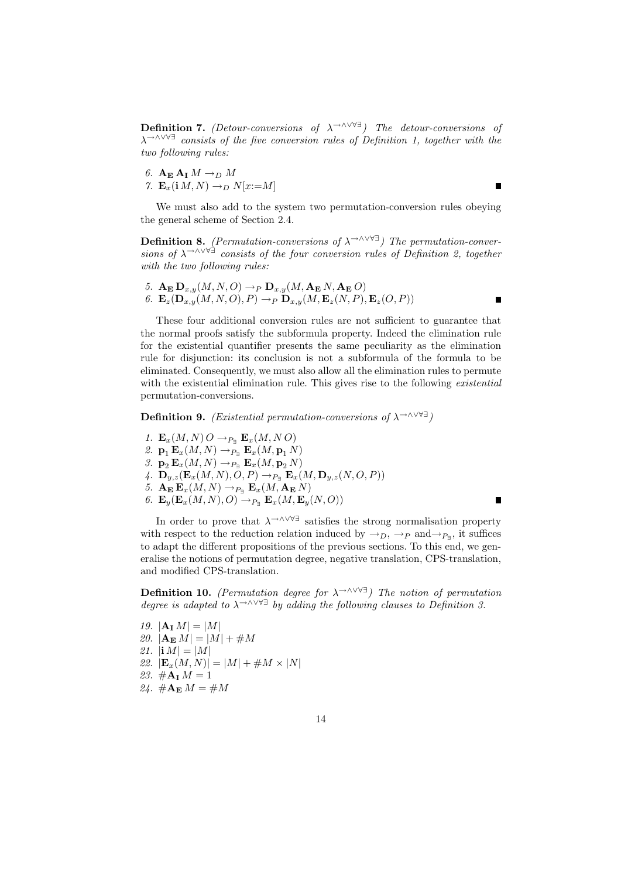**Definition 7.** *(Detour-conversions of $\lambda^{\rightarrow\wedge\vee\forall\exists}$) The detour-conversions of $\lambda^{\rightarrow\wedge\vee\forall\exists}$ consists of the five conversion rules of Definition 1, together with the two following rules:*

6. $\mathbf{A_E}\,\mathbf{A_I}\,M \rightarrow_D M$
7. $\mathbf{E}_x(\mathbf{i}\,M, N) \rightarrow_D N[x{:=}M]$ ∎

We must also add to the system two permutation-conversion rules obeying the general scheme of Section 2.4.

**Definition 8.** *(Permutation-conversions of $\lambda^{\rightarrow\wedge\vee\forall\exists}$) The permutation-conversions of $\lambda^{\rightarrow\wedge\vee\forall\exists}$ consists of the four conversion rules of Definition 2, together with the two following rules:*

5. $\mathbf{A_E}\,\mathbf{D}_{x,y}(M, N, O) \rightarrow_P \mathbf{D}_{x,y}(M, \mathbf{A_E}\,N, \mathbf{A_E}\,O)$
6. $\mathbf{E}_z(\mathbf{D}_{x,y}(M, N, O), P) \rightarrow_P \mathbf{D}_{x,y}(M, \mathbf{E}_z(N, P), \mathbf{E}_z(O, P))$ ∎

These four additional conversion rules are not sufficient to guarantee that the normal proofs satisfy the subformula property. Indeed the elimination rule for the existential quantifier presents the same peculiarity as the elimination rule for disjunction: its conclusion is not a subformula of the formula to be eliminated. Consequently, we must also allow all the elimination rules to permute with the existential elimination rule. This gives rise to the following *existential* permutation-conversions.

**Definition 9.** *(Existential permutation-conversions of $\lambda^{\rightarrow\wedge\vee\forall\exists}$)*

1. $\mathbf{E}_x(M, N)\,O \rightarrow_{P_\exists} \mathbf{E}_x(M, N\,O)$
2. $\mathbf{p_1}\,\mathbf{E}_x(M, N) \rightarrow_{P_\exists} \mathbf{E}_x(M, \mathbf{p_1}\,N)$
3. $\mathbf{p_2}\,\mathbf{E}_x(M, N) \rightarrow_{P_\exists} \mathbf{E}_x(M, \mathbf{p_2}\,N)$
4. $\mathbf{D}_{y,z}(\mathbf{E}_x(M, N), O, P) \rightarrow_{P_\exists} \mathbf{E}_x(M, \mathbf{D}_{y,z}(N, O, P))$
5. $\mathbf{A_E}\,\mathbf{E}_x(M, N) \rightarrow_{P_\exists} \mathbf{E}_x(M, \mathbf{A_E}\,N)$
6. $\mathbf{E}_y(\mathbf{E}_x(M, N), O) \rightarrow_{P_\exists} \mathbf{E}_x(M, \mathbf{E}_y(N, O))$ ∎

In order to prove that $\lambda^{\rightarrow\wedge\vee\forall\exists}$ satisfies the strong normalisation property with respect to the reduction relation induced by $\rightarrow_D$, $\rightarrow_P$ and $\rightarrow_{P_\exists}$, it suffices to adapt the different propositions of the previous sections. To this end, we generalise the notions of permutation degree, negative translation, CPS-translation, and modified CPS-translation.

**Definition 10.** *(Permutation degree for $\lambda^{\rightarrow\wedge\vee\forall\exists}$) The notion of permutation degree is adapted to $\lambda^{\rightarrow\wedge\vee\forall\exists}$ by adding the following clauses to Definition 3.*

19. $|\mathbf{A_I}\,M| = |M|$
20. $|\mathbf{A_E}\,M| = |M| + \#M$
21. $|\mathbf{i}\,M| = |M|$
22. $|\mathbf{E}_x(M, N)| = |M| + \#M \times |N|$
23. $\#\mathbf{A_I}\,M = 1$
24. $\#\mathbf{A_E}\,M = \#M$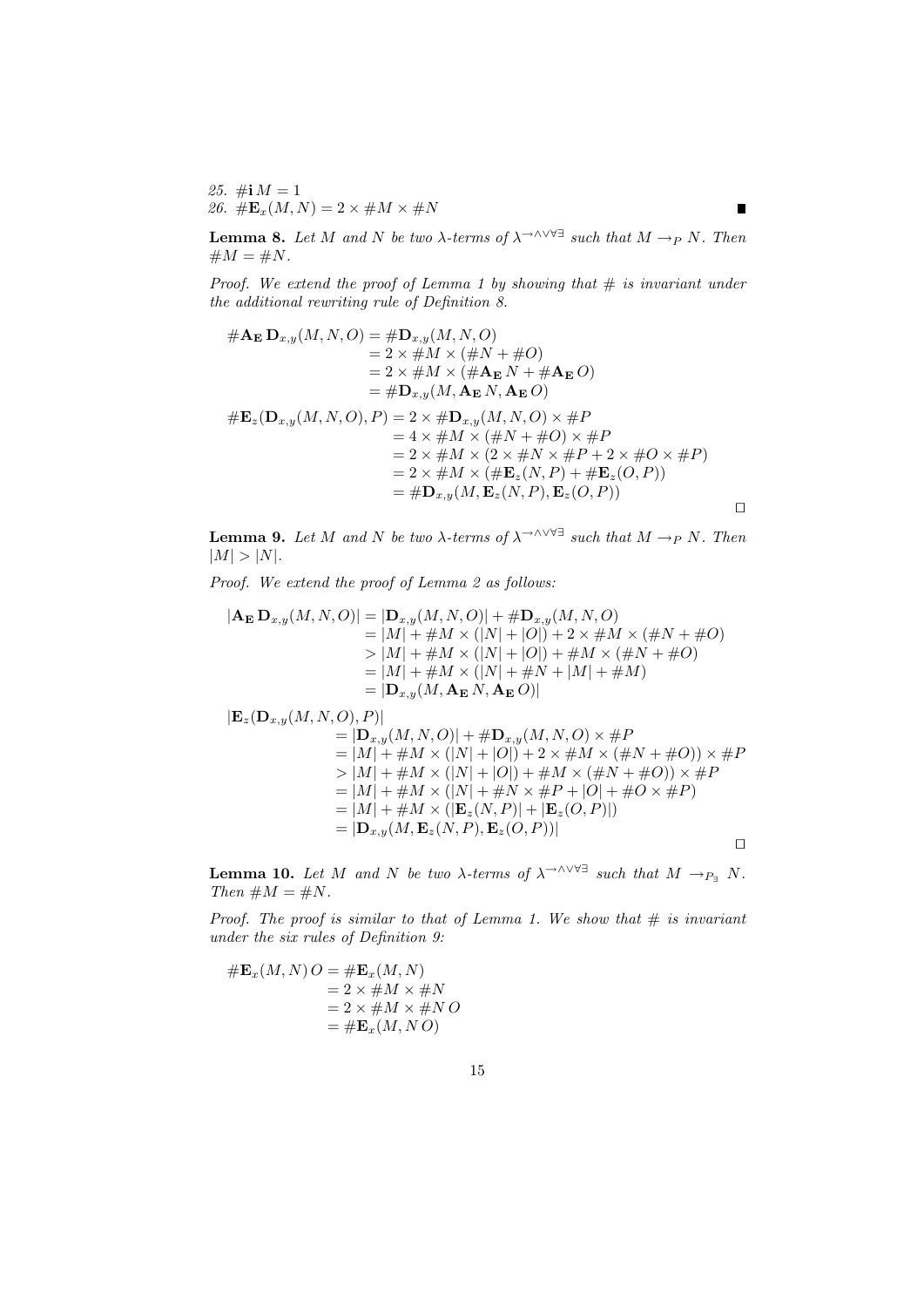25. $\#\mathbf{i}\, M = 1$
26. $\#\mathbf{E}_x(M, N) = 2 \times \#M \times \#N$ ∎

**Lemma 8.** *Let $M$ and $N$ be two $\lambda$-terms of $\lambda^{\to\wedge\vee\forall\exists}$ such that $M \to_P N$. Then $\#M = \#N$.*

*Proof.* *We extend the proof of Lemma 1 by showing that $\#$ is invariant under the additional rewriting rule of Definition 8.*

$$
\begin{aligned}
\#\mathbf{A_E}\,\mathbf{D}_{x,y}(M, N, O) &= \#\mathbf{D}_{x,y}(M, N, O) \\
&= 2 \times \#M \times (\#N + \#O) \\
&= 2 \times \#M \times (\#\mathbf{A_E}\,N + \#\mathbf{A_E}\,O) \\
&= \#\mathbf{D}_{x,y}(M, \mathbf{A_E}\,N, \mathbf{A_E}\,O)
\end{aligned}
$$

$$
\begin{aligned}
\#\mathbf{E}_z(\mathbf{D}_{x,y}(M, N, O), P) &= 2 \times \#\mathbf{D}_{x,y}(M, N, O) \times \#P \\
&= 4 \times \#M \times (\#N + \#O) \times \#P \\
&= 2 \times \#M \times (2 \times \#N \times \#P + 2 \times \#O \times \#P) \\
&= 2 \times \#M \times (\#\mathbf{E}_z(N, P) + \#\mathbf{E}_z(O, P)) \\
&= \#\mathbf{D}_{x,y}(M, \mathbf{E}_z(N, P), \mathbf{E}_z(O, P))
\end{aligned}
$$

□

**Lemma 9.** *Let $M$ and $N$ be two $\lambda$-terms of $\lambda^{\to\wedge\vee\forall\exists}$ such that $M \to_P N$. Then $|M| > |N|$.*

*Proof.* *We extend the proof of Lemma 2 as follows:*

$$
\begin{aligned}
|\mathbf{A_E}\,\mathbf{D}_{x,y}(M, N, O)| &= |\mathbf{D}_{x,y}(M, N, O)| + \#\mathbf{D}_{x,y}(M, N, O) \\
&= |M| + \#M \times (|N| + |O|) + 2 \times \#M \times (\#N + \#O) \\
&> |M| + \#M \times (|N| + |O|) + \#M \times (\#N + \#O) \\
&= |M| + \#M \times (|N| + \#N + |M| + \#M) \\
&= |\mathbf{D}_{x,y}(M, \mathbf{A_E}\,N, \mathbf{A_E}\,O)|
\end{aligned}
$$

$$
\begin{aligned}
&|\mathbf{E}_z(\mathbf{D}_{x,y}(M, N, O), P)| \\
&\quad = |\mathbf{D}_{x,y}(M, N, O)| + \#\mathbf{D}_{x,y}(M, N, O) \times \#P \\
&\quad = |M| + \#M \times (|N| + |O|) + 2 \times \#M \times (\#N + \#O)) \times \#P \\
&\quad > |M| + \#M \times (|N| + |O|) + \#M \times (\#N + \#O)) \times \#P \\
&\quad = |M| + \#M \times (|N| + \#N \times \#P + |O| + \#O \times \#P) \\
&\quad = |M| + \#M \times (|\mathbf{E}_z(N, P)| + |\mathbf{E}_z(O, P)|) \\
&\quad = |\mathbf{D}_{x,y}(M, \mathbf{E}_z(N, P), \mathbf{E}_z(O, P))|
\end{aligned}
$$

□

**Lemma 10.** *Let $M$ and $N$ be two $\lambda$-terms of $\lambda^{\to\wedge\vee\forall\exists}$ such that $M \to_{P_\exists} N$. Then $\#M = \#N$.*

*Proof.* *The proof is similar to that of Lemma 1. We show that $\#$ is invariant under the six rules of Definition 9:*

$$
\begin{aligned}
\#\mathbf{E}_x(M, N)\,O &= \#\mathbf{E}_x(M, N) \\
&= 2 \times \#M \times \#N \\
&= 2 \times \#M \times \#N\,O \\
&= \#\mathbf{E}_x(M, N\,O)
\end{aligned}
$$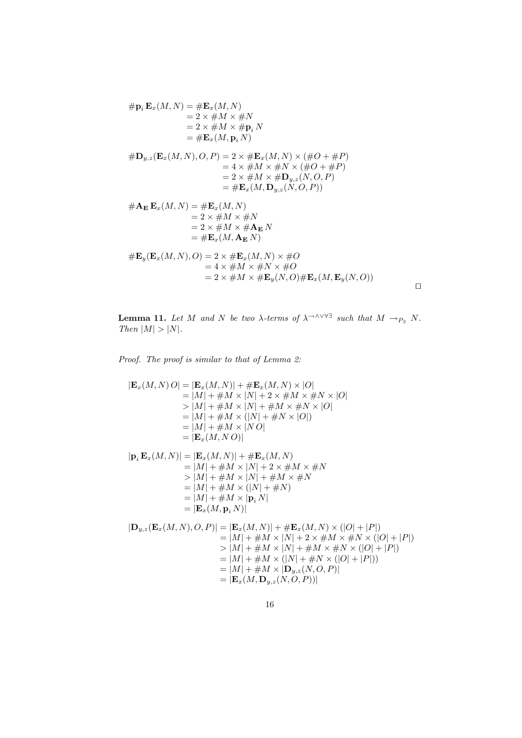$$
\begin{aligned}
\#\mathbf{p}_i\,\mathbf{E}_x(M,N) &= \#\mathbf{E}_x(M,N)\\
&= 2\times\#M\times\#N\\
&= 2\times\#M\times\#\mathbf{p}_i\,N\\
&= \#\mathbf{E}_x(M,\mathbf{p}_i\,N)
\end{aligned}
$$

$$
\begin{aligned}
\#\mathbf{D}_{y,z}(\mathbf{E}_x(M,N),O,P) &= 2\times\#\mathbf{E}_x(M,N)\times(\#O+\#P)\\
&= 4\times\#M\times\#N\times(\#O+\#P)\\
&= 2\times\#M\times\#\mathbf{D}_{y,z}(N,O,P)\\
&= \#\mathbf{E}_x(M,\mathbf{D}_{y,z}(N,O,P))
\end{aligned}
$$

$$
\begin{aligned}
\#\mathbf{A_E}\,\mathbf{E}_x(M,N) &= \#\mathbf{E}_x(M,N)\\
&= 2\times\#M\times\#N\\
&= 2\times\#M\times\#\mathbf{A_E}\,N\\
&= \#\mathbf{E}_x(M,\mathbf{A_E}\,N)
\end{aligned}
$$

$$
\begin{aligned}
\#\mathbf{E}_y(\mathbf{E}_x(M,N),O) &= 2\times\#\mathbf{E}_x(M,N)\times\#O\\
&= 4\times\#M\times\#N\times\#O\\
&= 2\times\#M\times\#\mathbf{E}_y(N,O)\#\mathbf{E}_x(M,\mathbf{E}_y(N,O))
\end{aligned}
$$

□

**Lemma 11.** *Let $M$ and $N$ be two $\lambda$-terms of $\lambda^{\to\wedge\vee\forall\exists}$ such that $M \to_{P_\exists} N$. Then $|M| > |N|$.*

*Proof. The proof is similar to that of Lemma 2:*

$$
\begin{aligned}
|\mathbf{E}_x(M,N)\,O| &= |\mathbf{E}_x(M,N)| + \#\mathbf{E}_x(M,N)\times|O|\\
&= |M| + \#M\times|N| + 2\times\#M\times\#N\times|O|\\
&> |M| + \#M\times|N| + \#M\times\#N\times|O|\\
&= |M| + \#M\times(|N| + \#N\times|O|)\\
&= |M| + \#M\times|N\,O|\\
&= |\mathbf{E}_x(M,N\,O)|
\end{aligned}
$$

$$
\begin{aligned}
|\mathbf{p}_i\,\mathbf{E}_x(M,N)| &= |\mathbf{E}_x(M,N)| + \#\mathbf{E}_x(M,N)\\
&= |M| + \#M\times|N| + 2\times\#M\times\#N\\
&> |M| + \#M\times|N| + \#M\times\#N\\
&= |M| + \#M\times(|N| + \#N)\\
&= |M| + \#M\times|\mathbf{p}_i\,N|\\
&= |\mathbf{E}_x(M,\mathbf{p}_i\,N)|
\end{aligned}
$$

$$
\begin{aligned}
|\mathbf{D}_{y,z}(\mathbf{E}_x(M,N),O,P)| &= |\mathbf{E}_x(M,N)| + \#\mathbf{E}_x(M,N)\times(|O|+|P|)\\
&= |M| + \#M\times|N| + 2\times\#M\times\#N\times(|O|+|P|)\\
&> |M| + \#M\times|N| + \#M\times\#N\times(|O|+|P|)\\
&= |M| + \#M\times(|N| + \#N\times(|O|+|P|))\\
&= |M| + \#M\times|\mathbf{D}_{y,z}(N,O,P)|\\
&= |\mathbf{E}_x(M,\mathbf{D}_{y,z}(N,O,P))|
\end{aligned}
$$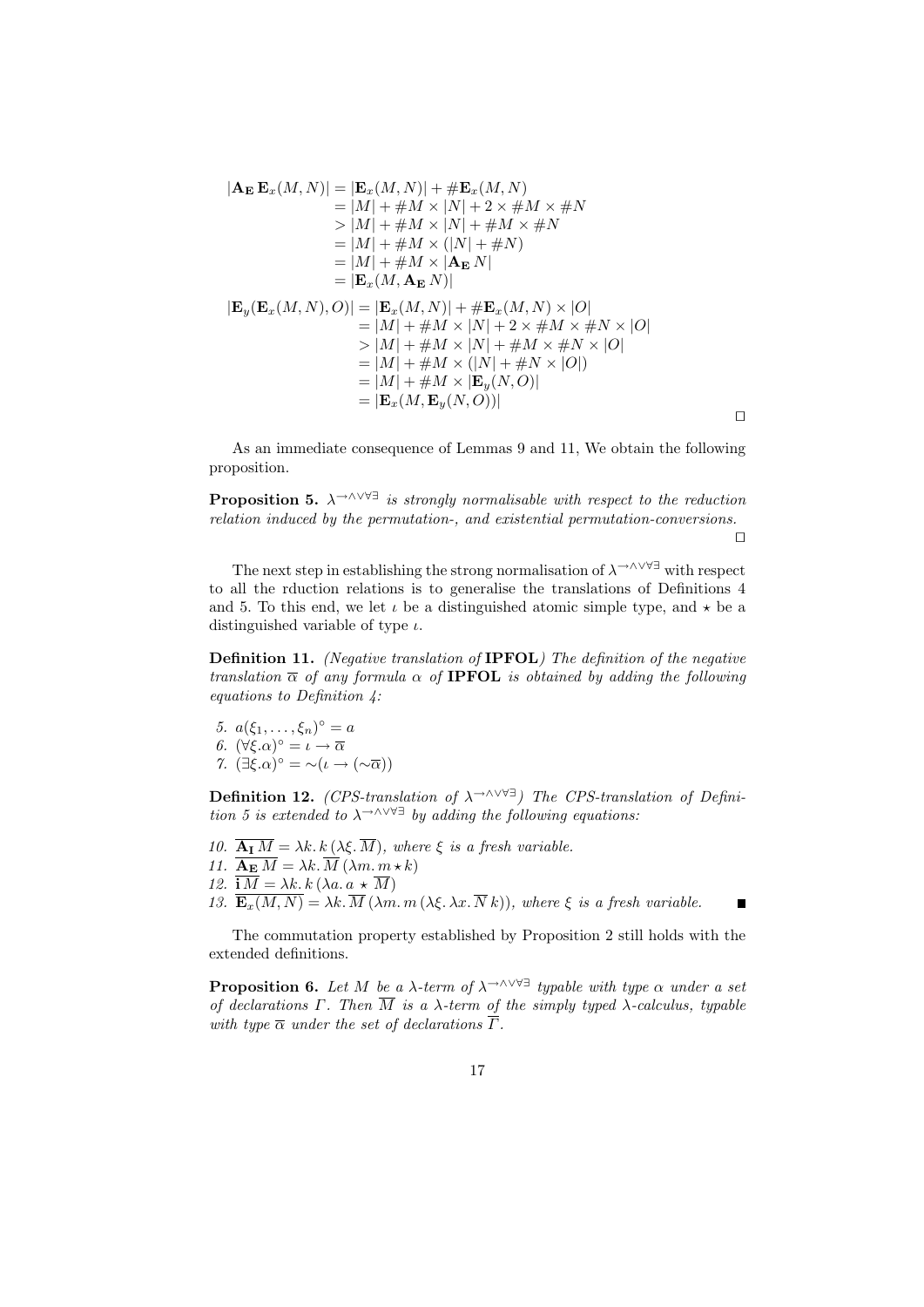$$
\begin{aligned}
|\mathbf{A_E}\,\mathbf{E}_x(M,N)| &= |\mathbf{E}_x(M,N)| + \#\mathbf{E}_x(M,N) \\
&= |M| + \#M \times |N| + 2 \times \#M \times \#N \\
&> |M| + \#M \times |N| + \#M \times \#N \\
&= |M| + \#M \times (|N| + \#N) \\
&= |M| + \#M \times |\mathbf{A_E}\,N| \\
&= |\mathbf{E}_x(M, \mathbf{A_E}\,N)|
\end{aligned}
$$

$$
\begin{aligned}
|\mathbf{E}_y(\mathbf{E}_x(M,N),O)| &= |\mathbf{E}_x(M,N)| + \#\mathbf{E}_x(M,N) \times |O| \\
&= |M| + \#M \times |N| + 2 \times \#M \times \#N \times |O| \\
&> |M| + \#M \times |N| + \#M \times \#N \times |O| \\
&= |M| + \#M \times (|N| + \#N \times |O|) \\
&= |M| + \#M \times |\mathbf{E}_y(N,O)| \\
&= |\mathbf{E}_x(M, \mathbf{E}_y(N,O))|
\end{aligned}
$$

□

As an immediate consequence of Lemmas 9 and 11, We obtain the following proposition.

**Proposition 5.** *$\lambda^{\rightarrow\wedge\vee\forall\exists}$ is strongly normalisable with respect to the reduction relation induced by the permutation-, and existential permutation-conversions.*

□

The next step in establishing the strong normalisation of $\lambda^{\rightarrow\wedge\vee\forall\exists}$ with respect to all the rduction relations is to generalise the translations of Definitions 4 and 5. To this end, we let $\iota$ be a distinguished atomic simple type, and $\star$ be a distinguished variable of type $\iota$.

**Definition 11.** *(Negative translation of* **IPFOL***) The definition of the negative translation $\overline{\alpha}$ of any formula $\alpha$ of* **IPFOL** *is obtained by adding the following equations to Definition 4:*

5. $a(\xi_1, \ldots, \xi_n)^\circ = a$
6. $(\forall \xi.\alpha)^\circ = \iota \rightarrow \overline{\alpha}$
7. $(\exists \xi.\alpha)^\circ = \sim(\iota \rightarrow (\sim\overline{\alpha}))$

**Definition 12.** *(CPS-translation of $\lambda^{\rightarrow\wedge\vee\forall\exists}$) The CPS-translation of Definition 5 is extended to $\lambda^{\rightarrow\wedge\vee\forall\exists}$ by adding the following equations:*

10. $\overline{\mathbf{A_I}\,M} = \lambda k.\, k\,(\lambda\xi.\,\overline{M})$, *where $\xi$ is a fresh variable.*
11. $\overline{\mathbf{A_E}\,M} = \lambda k.\,\overline{M}\,(\lambda m.\, m \star k)$
12. $\overline{\mathbf{i}\,M} = \lambda k.\, k\,(\lambda a.\, a \star \overline{M})$
13. $\overline{\mathbf{E}_x(M,N)} = \lambda k.\,\overline{M}\,(\lambda m.\, m\,(\lambda\xi.\,\lambda x.\,\overline{N}\,k))$, *where $\xi$ is a fresh variable.* ■

The commutation property established by Proposition 2 still holds with the extended definitions.

**Proposition 6.** *Let $M$ be a $\lambda$-term of $\lambda^{\rightarrow\wedge\vee\forall\exists}$ typable with type $\alpha$ under a set of declarations $\Gamma$. Then $\overline{M}$ is a $\lambda$-term of the simply typed $\lambda$-calculus, typable with type $\overline{\alpha}$ under the set of declarations $\overline{\Gamma}$.*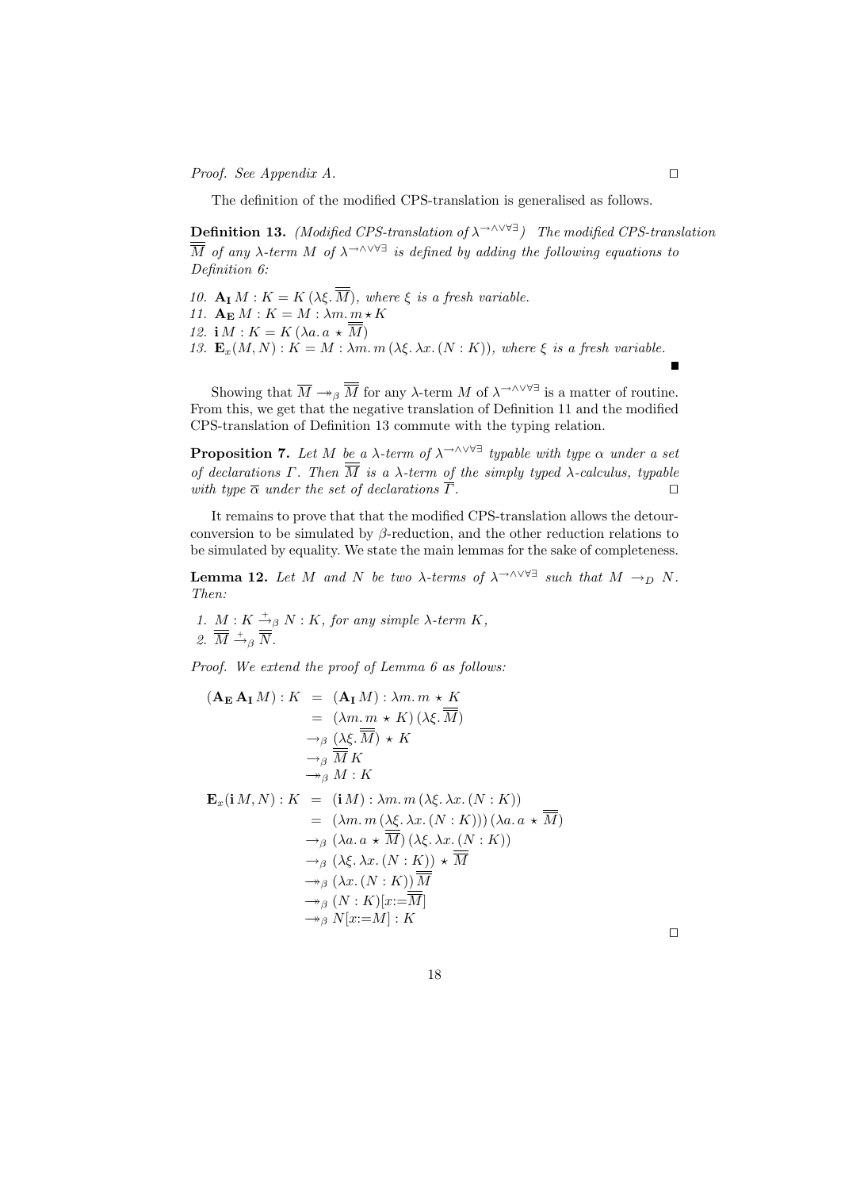*Proof.* See Appendix A. $\square$

The definition of the modified CPS-translation is generalised as follows.

**Definition 13.** *(Modified CPS-translation of $\lambda^{\rightarrow\wedge\vee\forall\exists}$) The modified CPS-translation $\overline{\overline{M}}$ of any $\lambda$-term $M$ of $\lambda^{\rightarrow\wedge\vee\forall\exists}$ is defined by adding the following equations to Definition 6:*

10. $\mathbf{A_I}\, M : K = K\,(\lambda\xi.\, \overline{\overline{M}})$, *where $\xi$ is a fresh variable.*
11. $\mathbf{A_E}\, M : K = M : \lambda m.\, \underline{m} \star K$
12. $\mathbf{i}\, M : K = K\,(\lambda a.\, a \star \overline{\overline{M}})$
13. $\mathbf{E}_x(M, N) : K = M : \lambda m.\, m\,(\lambda\xi.\, \lambda x.\, (N : K))$, *where $\xi$ is a fresh variable.* $\blacksquare$

Showing that $\overline{M} \twoheadrightarrow_\beta \overline{\overline{M}}$ for any $\lambda$-term $M$ of $\lambda^{\rightarrow\wedge\vee\forall\exists}$ is a matter of routine. From this, we get that the negative translation of Definition 11 and the modified CPS-translation of Definition 13 commute with the typing relation.

**Proposition 7.** *Let $M$ be a $\lambda$-term of $\lambda^{\rightarrow\wedge\vee\forall\exists}$ typable with type $\alpha$ under a set of declarations $\Gamma$. Then $\overline{\overline{M}}$ is a $\lambda$-term of the simply typed $\lambda$-calculus, typable with type $\overline{\alpha}$ under the set of declarations $\overline{\Gamma}$.* $\square$

It remains to prove that that the modified CPS-translation allows the detour-conversion to be simulated by $\beta$-reduction, and the other reduction relations to be simulated by equality. We state the main lemmas for the sake of completeness.

**Lemma 12.** *Let $M$ and $N$ be two $\lambda$-terms of $\lambda^{\rightarrow\wedge\vee\forall\exists}$ such that $M \rightarrow_D N$. Then:*

1. $M : K \xrightarrow{+}_\beta N : K$, *for any simple $\lambda$-term $K$,*
2. $\overline{\overline{M}} \xrightarrow{+}_\beta \overline{\overline{N}}$.

*Proof.* We extend the proof of Lemma 6 as follows:

$$
\begin{aligned}
(\mathbf{A_E}\, \mathbf{A_I}\, M) : K \;&=\; (\mathbf{A_I}\, M) : \lambda m.\, m \star K \\
&=\; (\lambda m.\, m \star K)\,(\lambda\xi.\, \overline{\overline{M}}) \\
&\rightarrow_\beta\; (\lambda\xi.\, \overline{\overline{M}}) \star K \\
&\rightarrow_\beta\; \overline{\overline{M}}\, K \\
&\twoheadrightarrow_\beta\; M : K \\
\mathbf{E}_x(\mathbf{i}\, M, N) : K \;&=\; (\mathbf{i}\, M) : \lambda m.\, m\,(\lambda\xi.\, \lambda x.\, (N : K)) \\
&=\; (\lambda m.\, m\,(\lambda\xi.\, \lambda x.\, (N : K)))\,(\lambda a.\, a \star \overline{\overline{M}}) \\
&\rightarrow_\beta\; (\lambda a.\, a \star \overline{\overline{M}})\,(\lambda\xi.\, \lambda x.\, (N : K)) \\
&\rightarrow_\beta\; (\lambda\xi.\, \lambda x.\, (N : K)) \star \overline{\overline{M}} \\
&\twoheadrightarrow_\beta\; (\lambda x.\, (N : K))\, \overline{\overline{M}} \\
&\twoheadrightarrow_\beta\; (N : K)[x{:=}\overline{\overline{M}}] \\
&\twoheadrightarrow_\beta\; N[x{:=}M] : K
\end{aligned}
$$

$\square$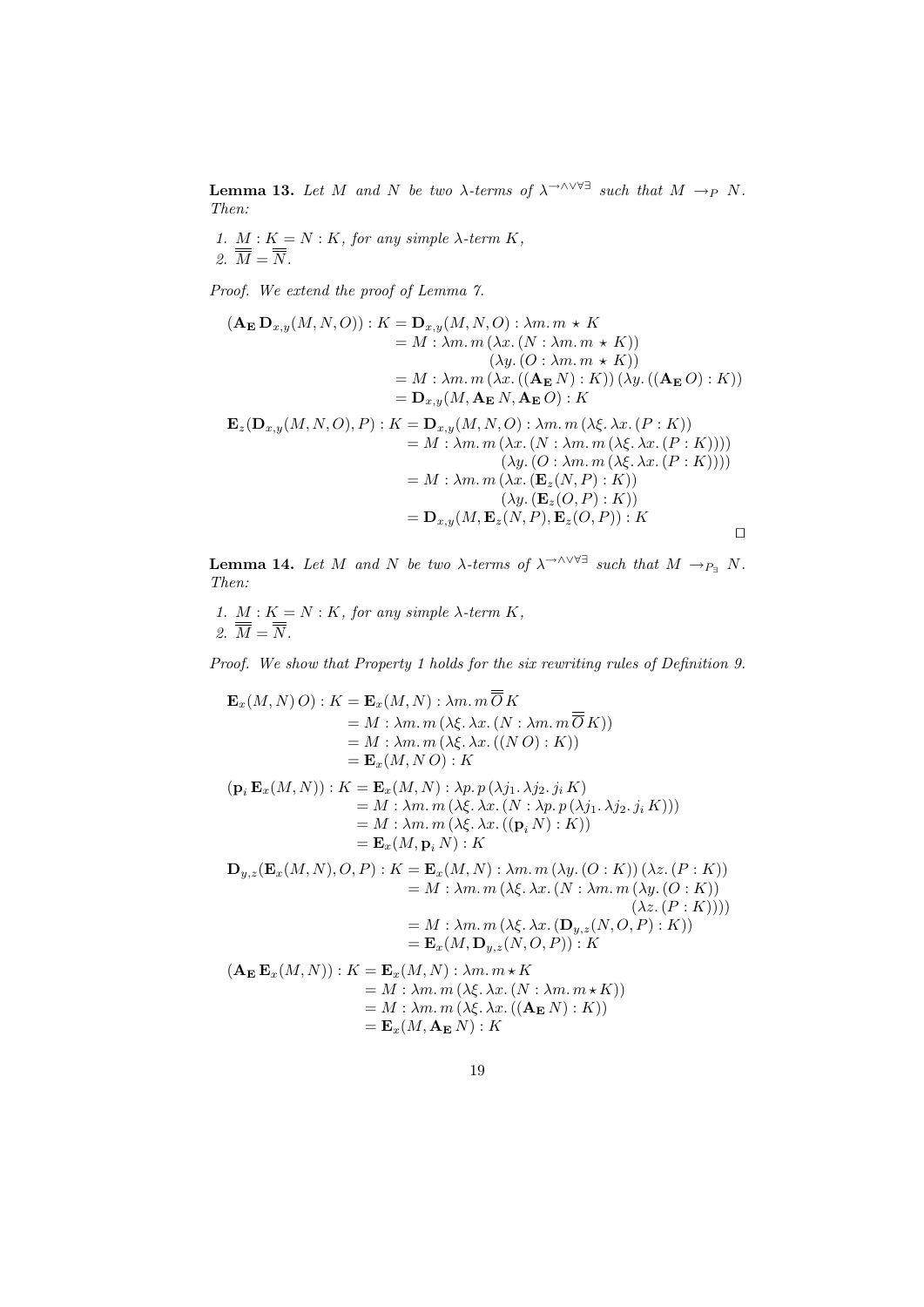**Lemma 13.** *Let $M$ and $N$ be two $\lambda$-terms of $\lambda^{\to\wedge\vee\forall\exists}$ such that $M \to_P N$. Then:*

1. *$\underline{M} : K = \underline{N} : K$, for any simple $\lambda$-term $K$,*
2. *$\overline{\overline{M}} = \overline{\overline{N}}$.*

*Proof.* We extend the proof of Lemma 7.

$$
\begin{aligned}
(\mathbf{A_E}\,\mathbf{D}_{x,y}(M,N,O)) : K &= \mathbf{D}_{x,y}(M,N,O) : \lambda m.\, m \,\star\, K \\
&= M : \lambda m.\, m\,(\lambda x.\,(N : \lambda m.\, m \,\star\, K)) \\
&\qquad\qquad (\lambda y.\,(O : \lambda m.\, m \,\star\, K)) \\
&= M : \lambda m.\, m\,(\lambda x.\,((\mathbf{A_E}\,N) : K))\,(\lambda y.\,((\mathbf{A_E}\,O) : K)) \\
&= \mathbf{D}_{x,y}(M, \mathbf{A_E}\,N, \mathbf{A_E}\,O) : K
\end{aligned}
$$

$$
\begin{aligned}
\mathbf{E}_z(\mathbf{D}_{x,y}(M,N,O),P) : K &= \mathbf{D}_{x,y}(M,N,O) : \lambda m.\, m\,(\lambda\xi.\,\lambda x.\,(P : K)) \\
&= M : \lambda m.\, m\,(\lambda x.\,(N : \lambda m.\, m\,(\lambda\xi.\,\lambda x.\,(P : K)))) \\
&\qquad\qquad (\lambda y.\,(O : \lambda m.\, m\,(\lambda\xi.\,\lambda x.\,(P : K)))) \\
&= M : \lambda m.\, m\,(\lambda x.\,(\mathbf{E}_z(N,P) : K)) \\
&\qquad\qquad (\lambda y.\,(\mathbf{E}_z(O,P) : K)) \\
&= \mathbf{D}_{x,y}(M, \mathbf{E}_z(N,P), \mathbf{E}_z(O,P)) : K
\end{aligned}
$$

$\square$

**Lemma 14.** *Let $M$ and $N$ be two $\lambda$-terms of $\lambda^{\to\wedge\vee\forall\exists}$ such that $M \to_{P_\exists} N$. Then:*

1. *$\underline{M} : K = \underline{N} : K$, for any simple $\lambda$-term $K$,*
2. *$\overline{\overline{M}} = \overline{\overline{N}}$.*

*Proof.* We show that Property 1 holds for the six rewriting rules of Definition 9.

$$
\begin{aligned}
\mathbf{E}_x(M,N)\,O) : K &= \mathbf{E}_x(M,N) : \lambda m.\, m\,\overline{\overline{O}}\,K \\
&= M : \lambda m.\, m\,(\lambda\xi.\,\lambda x.\,(N : \lambda m.\, m\,\overline{\overline{O}}\,K)) \\
&= M : \lambda m.\, m\,(\lambda\xi.\,\lambda x.\,((N\,O) : K)) \\
&= \mathbf{E}_x(M, N\,O) : K
\end{aligned}
$$

$$
\begin{aligned}
(\mathbf{p}_i\,\mathbf{E}_x(M,N)) : K &= \mathbf{E}_x(M,N) : \lambda p.\, p\,(\lambda j_1.\,\lambda j_2.\, j_i\,K) \\
&= M : \lambda m.\, m\,(\lambda\xi.\,\lambda x.\,(N : \lambda p.\, p\,(\lambda j_1.\,\lambda j_2.\, j_i\,K))) \\
&= M : \lambda m.\, m\,(\lambda\xi.\,\lambda x.\,((\mathbf{p}_i\,N) : K)) \\
&= \mathbf{E}_x(M, \mathbf{p}_i\,N) : K
\end{aligned}
$$

$$
\begin{aligned}
\mathbf{D}_{y,z}(\mathbf{E}_x(M,N),O,P) : K &= \mathbf{E}_x(M,N) : \lambda m.\, m\,(\lambda y.\,(O : K))\,(\lambda z.\,(P : K)) \\
&= M : \lambda m.\, m\,(\lambda\xi.\,\lambda x.\,(N : \lambda m.\, m\,(\lambda y.\,(O : K)) \\
&\qquad\qquad (\lambda z.\,(P : K)))) \\
&= M : \lambda m.\, m\,(\lambda\xi.\,\lambda x.\,(\mathbf{D}_{y,z}(N,O,P) : K)) \\
&= \mathbf{E}_x(M, \mathbf{D}_{y,z}(N,O,P)) : K
\end{aligned}
$$

$$
\begin{aligned}
(\mathbf{A_E}\,\mathbf{E}_x(M,N)) : K &= \mathbf{E}_x(M,N) : \lambda m.\, m \star K \\
&= M : \lambda m.\, m\,(\lambda\xi.\,\lambda x.\,(N : \lambda m.\, m \star K)) \\
&= M : \lambda m.\, m\,(\lambda\xi.\,\lambda x.\,((\mathbf{A_E}\,N) : K)) \\
&= \mathbf{E}_x(M, \mathbf{A_E}\,N) : K
\end{aligned}
$$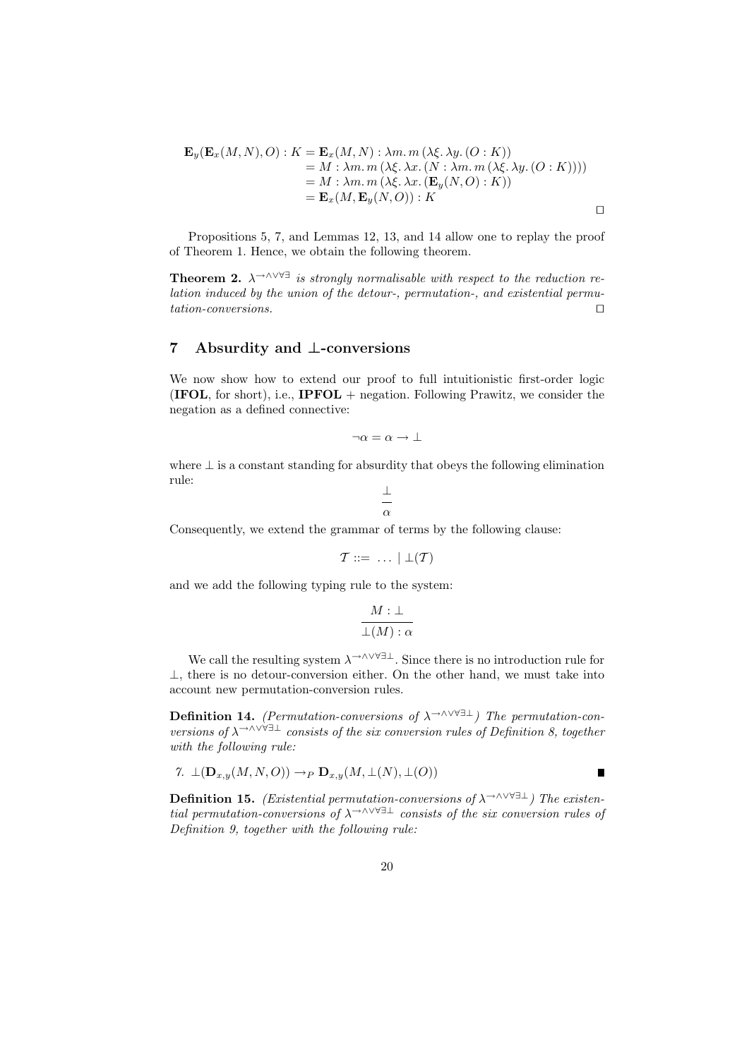$$
\begin{aligned}
\mathbf{E}_y(\mathbf{E}_x(M,N),O) : K &= \mathbf{E}_x(M,N) : \lambda m.\, m\, (\lambda \xi.\, \lambda y.\, (O : K)) \\
&= M : \lambda m.\, m\, (\lambda \xi.\, \lambda x.\, (N : \lambda m.\, m\, (\lambda \xi.\, \lambda y.\, (O : K)))) \\
&= M : \lambda m.\, m\, (\lambda \xi.\, \lambda x.\, (\mathbf{E}_y(N,O) : K)) \\
&= \mathbf{E}_x(M, \mathbf{E}_y(N,O)) : K
\end{aligned}
$$

□

Propositions 5, 7, and Lemmas 12, 13, and 14 allow one to replay the proof of Theorem 1. Hence, we obtain the following theorem.

**Theorem 2.** *$\lambda^{\rightarrow\wedge\vee\forall\exists}$ is strongly normalisable with respect to the reduction relation induced by the union of the detour-, permutation-, and existential permutation-conversions.* □

## 7 Absurdity and $\bot$-conversions

We now show how to extend our proof to full intuitionistic first-order logic (**IFOL**, for short), i.e., **IPFOL** + negation. Following Prawitz, we consider the negation as a defined connective:

$$\neg\alpha = \alpha \rightarrow \bot$$

where $\bot$ is a constant standing for absurdity that obeys the following elimination rule:

$$\frac{\bot}{\alpha}$$

Consequently, we extend the grammar of terms by the following clause:

$$\mathcal{T} ::= \ \ldots \ \mid \bot(\mathcal{T})$$

and we add the following typing rule to the system:

$$\frac{M : \bot}{\bot(M) : \alpha}$$

We call the resulting system $\lambda^{\rightarrow\wedge\vee\forall\exists\bot}$. Since there is no introduction rule for $\bot$, there is no detour-conversion either. On the other hand, we must take into account new permutation-conversion rules.

**Definition 14.** *(Permutation-conversions of $\lambda^{\rightarrow\wedge\vee\forall\exists\bot}$) The permutation-conversions of $\lambda^{\rightarrow\wedge\vee\forall\exists\bot}$ consists of the six conversion rules of Definition 8, together with the following rule:*

*7.* $\bot(\mathbf{D}_{x,y}(M,N,O)) \rightarrow_P \mathbf{D}_{x,y}(M, \bot(N), \bot(O))$ ■

**Definition 15.** *(Existential permutation-conversions of $\lambda^{\rightarrow\wedge\vee\forall\exists\bot}$) The existential permutation-conversions of $\lambda^{\rightarrow\wedge\vee\forall\exists\bot}$ consists of the six conversion rules of Definition 9, together with the following rule:*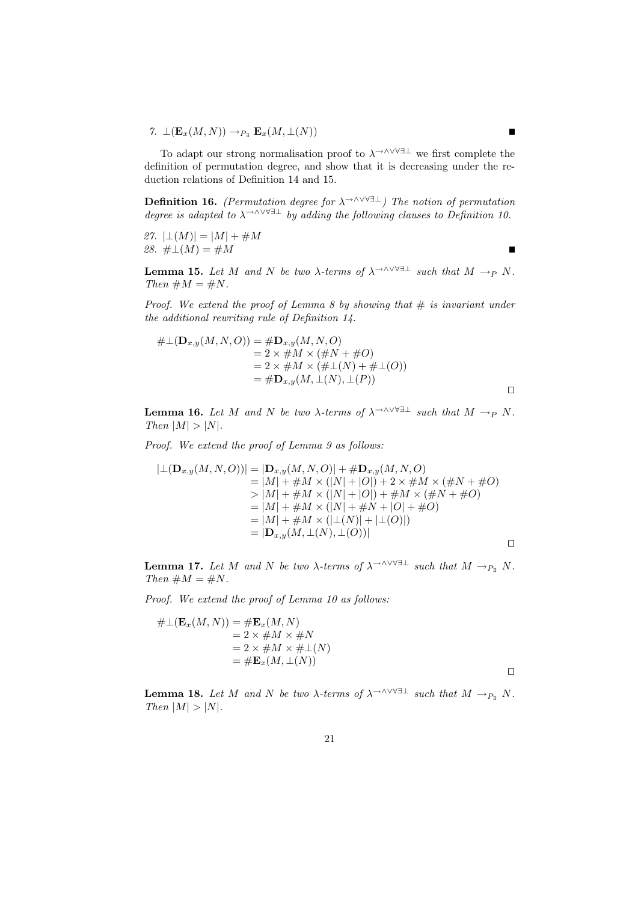7. $\bot(\mathbf{E}_x(M, N)) \rightarrow_{P_\exists} \mathbf{E}_x(M, \bot(N))$ ■

To adapt our strong normalisation proof to $\lambda^{\rightarrow\wedge\vee\forall\exists\bot}$ we first complete the definition of permutation degree, and show that it is decreasing under the reduction relations of Definition 14 and 15.

**Definition 16.** *(Permutation degree for $\lambda^{\rightarrow\wedge\vee\forall\exists\bot}$) The notion of permutation degree is adapted to $\lambda^{\rightarrow\wedge\vee\forall\exists\bot}$ by adding the following clauses to Definition 10.*

27. $|\bot(M)| = |M| + \#M$
28. $\#\bot(M) = \#M$ ■

**Lemma 15.** *Let $M$ and $N$ be two $\lambda$-terms of $\lambda^{\rightarrow\wedge\vee\forall\exists\bot}$ such that $M \rightarrow_P N$. Then $\#M = \#N$.*

*Proof. We extend the proof of Lemma 8 by showing that $\#$ is invariant under the additional rewriting rule of Definition 14.*

$$
\begin{aligned}
\#\bot(\mathbf{D}_{x,y}(M, N, O)) &= \#\mathbf{D}_{x,y}(M, N, O) \\
&= 2 \times \#M \times (\#N + \#O) \\
&= 2 \times \#M \times (\#\bot(N) + \#\bot(O)) \\
&= \#\mathbf{D}_{x,y}(M, \bot(N), \bot(P))
\end{aligned}
$$

□

**Lemma 16.** *Let $M$ and $N$ be two $\lambda$-terms of $\lambda^{\rightarrow\wedge\vee\forall\exists\bot}$ such that $M \rightarrow_P N$. Then $|M| > |N|$.*

*Proof. We extend the proof of Lemma 9 as follows:*

$$
\begin{aligned}
|\bot(\mathbf{D}_{x,y}(M, N, O))| &= |\mathbf{D}_{x,y}(M, N, O)| + \#\mathbf{D}_{x,y}(M, N, O) \\
&= |M| + \#M \times (|N| + |O|) + 2 \times \#M \times (\#N + \#O) \\
&> |M| + \#M \times (|N| + |O|) + \#M \times (\#N + \#O) \\
&= |M| + \#M \times (|N| + \#N + |O| + \#O) \\
&= |M| + \#M \times (|\bot(N)| + |\bot(O)|) \\
&= |\mathbf{D}_{x,y}(M, \bot(N), \bot(O))|
\end{aligned}
$$

□

**Lemma 17.** *Let $M$ and $N$ be two $\lambda$-terms of $\lambda^{\rightarrow\wedge\vee\forall\exists\bot}$ such that $M \rightarrow_{P_\exists} N$. Then $\#M = \#N$.*

*Proof. We extend the proof of Lemma 10 as follows:*

$$
\begin{aligned}
\#\bot(\mathbf{E}_x(M, N)) &= \#\mathbf{E}_x(M, N) \\
&= 2 \times \#M \times \#N \\
&= 2 \times \#M \times \#\bot(N) \\
&= \#\mathbf{E}_x(M, \bot(N))
\end{aligned}
$$

□

**Lemma 18.** *Let $M$ and $N$ be two $\lambda$-terms of $\lambda^{\rightarrow\wedge\vee\forall\exists\bot}$ such that $M \rightarrow_{P_\exists} N$. Then $|M| > |N|$.*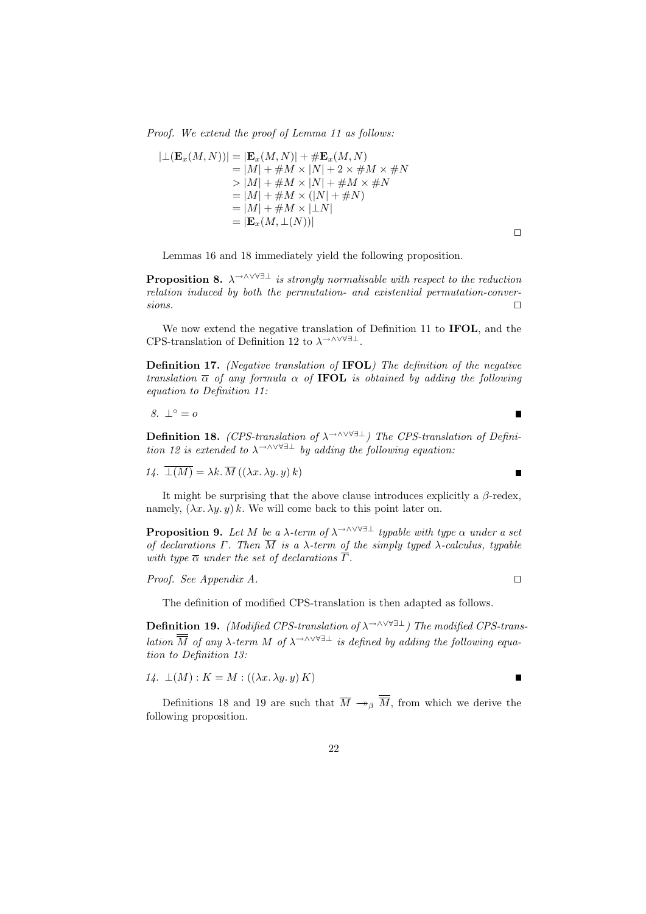*Proof.* We extend the proof of Lemma 11 as follows:

$$
\begin{aligned}
|\bot(\mathbf{E}_x(M, N))| &= |\mathbf{E}_x(M, N)| + \#\mathbf{E}_x(M, N) \\
&= |M| + \#M \times |N| + 2 \times \#M \times \#N \\
&> |M| + \#M \times |N| + \#M \times \#N \\
&= |M| + \#M \times (|N| + \#N) \\
&= |M| + \#M \times |\bot N| \\
&= |\mathbf{E}_x(M, \bot(N))|
\end{aligned}
$$

□

Lemmas 16 and 18 immediately yield the following proposition.

**Proposition 8.** *$\lambda^{\rightarrow\wedge\vee\forall\exists\bot}$ is strongly normalisable with respect to the reduction relation induced by both the permutation- and existential permutation-conversions.* □

We now extend the negative translation of Definition 11 to **IFOL**, and the CPS-translation of Definition 12 to $\lambda^{\rightarrow\wedge\vee\forall\exists\bot}$.

**Definition 17.** *(Negative translation of* **IFOL***) The definition of the negative translation $\overline{\alpha}$ of any formula $\alpha$ of* **IFOL** *is obtained by adding the following equation to Definition 11:*

*8.* $\bot^{\circ} = o$ ■

**Definition 18.** *(CPS-translation of $\lambda^{\rightarrow\wedge\vee\forall\exists\bot}$) The CPS-translation of Definition 12 is extended to $\lambda^{\rightarrow\wedge\vee\forall\exists\bot}$ by adding the following equation:*

*14.* $\overline{\bot(M)} = \lambda k.\, \overline{M}\, ((\lambda x.\, \lambda y.\, y)\, k)$ ■

It might be surprising that the above clause introduces explicitly a $\beta$-redex, namely, $(\lambda x.\, \lambda y.\, y)\, k$. We will come back to this point later on.

**Proposition 9.** *Let $M$ be a $\lambda$-term of $\lambda^{\rightarrow\wedge\vee\forall\exists\bot}$ typable with type $\alpha$ under a set of declarations $\Gamma$. Then $\overline{M}$ is a $\lambda$-term of the simply typed $\lambda$-calculus, typable with type $\overline{\alpha}$ under the set of declarations $\overline{\Gamma}$.*

*Proof.* See Appendix A. □

The definition of modified CPS-translation is then adapted as follows.

**Definition 19.** *(Modified CPS-translation of $\lambda^{\rightarrow\wedge\vee\forall\exists\bot}$) The modified CPS-translation $\overline{\overline{M}}$ of any $\lambda$-term $M$ of $\lambda^{\rightarrow\wedge\vee\forall\exists\bot}$ is defined by adding the following equation to Definition 13:*

*14.* $\bot(M) : K = M : ((\lambda x.\, \lambda y.\, y)\, K)$ ■

Definitions 18 and 19 are such that $\overline{M} \twoheadrightarrow_{\beta} \overline{\overline{M}}$, from which we derive the following proposition.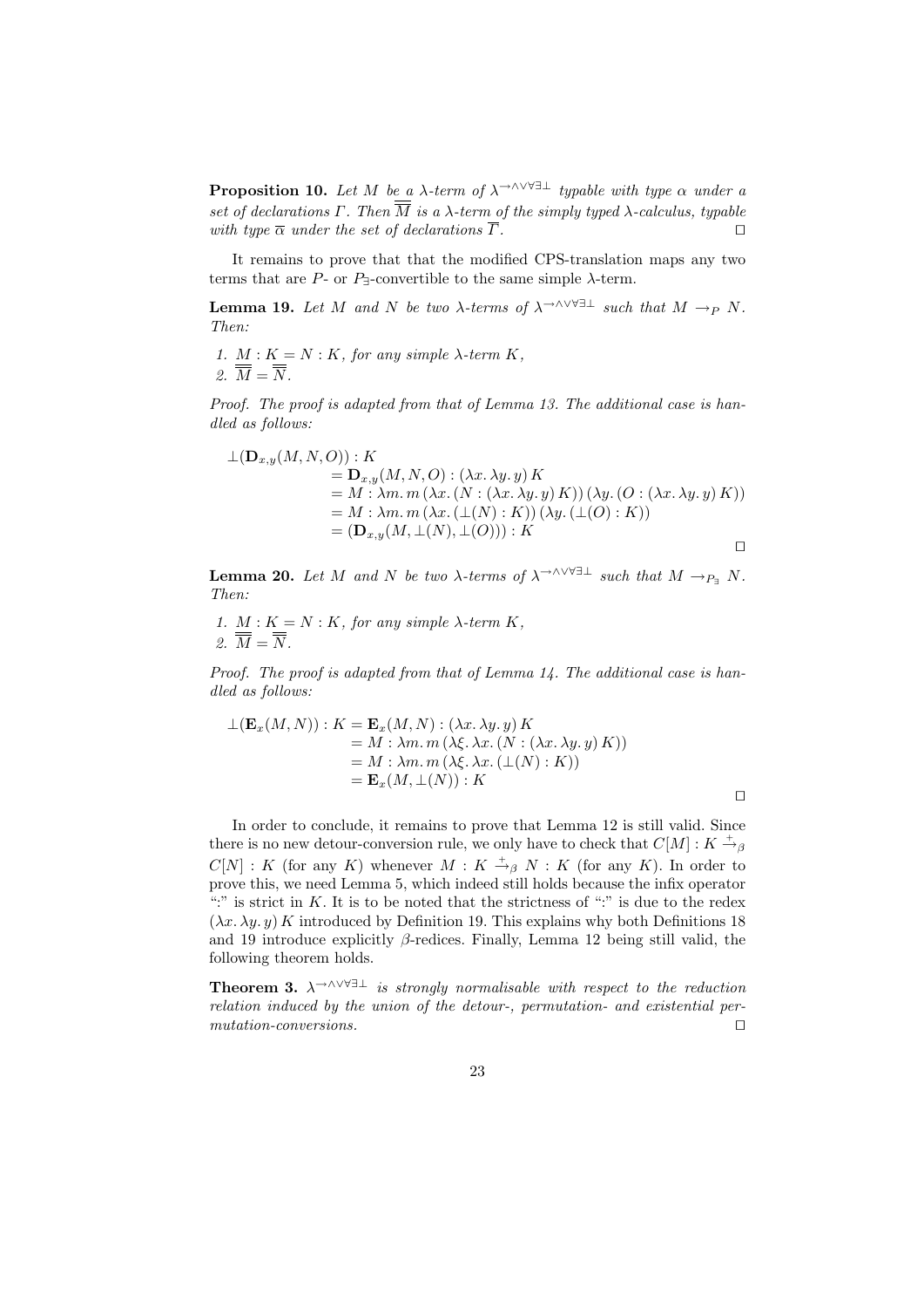**Proposition 10.** *Let $M$ be a $\lambda$-term of $\lambda^{\to\wedge\vee\forall\exists\bot}$ typable with type $\alpha$ under a set of declarations $\Gamma$. Then $\overline{\overline{M}}$ is a $\lambda$-term of the simply typed $\lambda$-calculus, typable with type $\overline{\alpha}$ under the set of declarations $\overline{\Gamma}$.* □

It remains to prove that that the modified CPS-translation maps any two terms that are $P$- or $P_\exists$-convertible to the same simple $\lambda$-term.

**Lemma 19.** *Let $M$ and $N$ be two $\lambda$-terms of $\lambda^{\to\wedge\vee\forall\exists\bot}$ such that $M \to_P N$. Then:*

1. *$M : K = N : K$, for any simple $\lambda$-term $K$,*
2. *$\overline{\overline{M}} = \overline{\overline{N}}$.*

*Proof.* The proof is adapted from that of Lemma 13. The additional case is handled as follows:

$$
\begin{aligned}
\bot(\mathbf{D}_{x,y}(M,N,O)) : K & \\
&= \mathbf{D}_{x,y}(M,N,O) : (\lambda x.\, \lambda y.\, y)\, K \\
&= M : \lambda m.\, m\, (\lambda x.\, (N : (\lambda x.\, \lambda y.\, y)\, K))\, (\lambda y.\, (O : (\lambda x.\, \lambda y.\, y)\, K)) \\
&= M : \lambda m.\, m\, (\lambda x.\, (\bot(N) : K))\, (\lambda y.\, (\bot(O) : K)) \\
&= (\mathbf{D}_{x,y}(M, \bot(N), \bot(O))) : K
\end{aligned}
$$

□

**Lemma 20.** *Let $M$ and $N$ be two $\lambda$-terms of $\lambda^{\to\wedge\vee\forall\exists\bot}$ such that $M \to_{P_\exists} N$. Then:*

1. *$M : K = N : K$, for any simple $\lambda$-term $K$,*
2. *$\overline{\overline{M}} = \overline{\overline{N}}$.*

*Proof.* The proof is adapted from that of Lemma 14. The additional case is handled as follows:

$$
\begin{aligned}
\bot(\mathbf{E}_x(M,N)) : K &= \mathbf{E}_x(M,N) : (\lambda x.\, \lambda y.\, y)\, K \\
&= M : \lambda m.\, m\, (\lambda \xi.\, \lambda x.\, (N : (\lambda x.\, \lambda y.\, y)\, K)) \\
&= M : \lambda m.\, m\, (\lambda \xi.\, \lambda x.\, (\bot(N) : K)) \\
&= \mathbf{E}_x(M, \bot(N)) : K
\end{aligned}
$$

□

In order to conclude, it remains to prove that Lemma 12 is still valid. Since there is no new detour-conversion rule, we only have to check that $C[M] : K \xrightarrow{+}_\beta C[N] : K$ (for any $K$) whenever $M : K \xrightarrow{+}_\beta N : K$ (for any $K$). In order to prove this, we need Lemma 5, which indeed still holds because the infix operator ":" is strict in $K$. It is to be noted that the strictness of ":" is due to the redex $(\lambda x.\, \lambda y.\, y)\, K$ introduced by Definition 19. This explains why both Definitions 18 and 19 introduce explicitly $\beta$-redices. Finally, Lemma 12 being still valid, the following theorem holds.

**Theorem 3.** *$\lambda^{\to\wedge\vee\forall\exists\bot}$ is strongly normalisable with respect to the reduction relation induced by the union of the detour-, permutation- and existential permutation-conversions.* □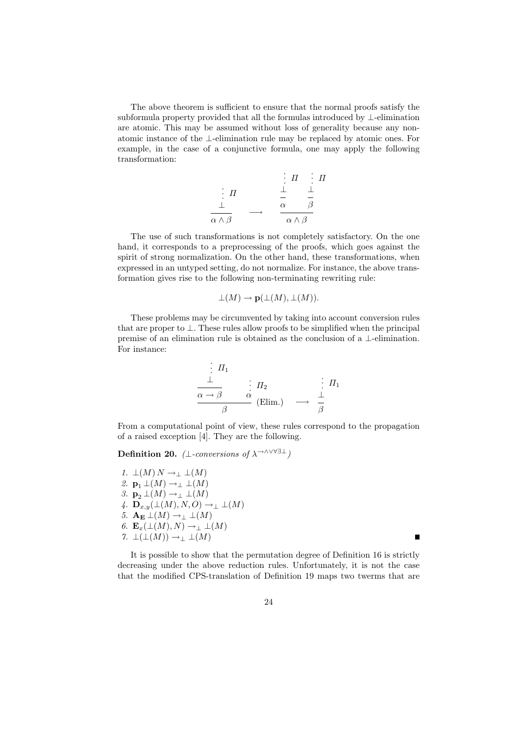The above theorem is sufficient to ensure that the normal proofs satisfy the subformula property provided that all the formulas introduced by $\bot$-elimination are atomic. This may be assumed without loss of generality because any non-atomic instance of the $\bot$-elimination rule may be replaced by atomic ones. For example, in the case of a conjunctive formula, one may apply the following transformation:

$$\dfrac{\begin{array}{c}\vdots\ \Pi \\ \bot\end{array}}{\alpha \wedge \beta} \quad \longrightarrow \quad \dfrac{\dfrac{\begin{array}{c}\vdots\ \Pi \\ \bot\end{array}}{\alpha} \qquad \dfrac{\begin{array}{c}\vdots\ \Pi \\ \bot\end{array}}{\beta}}{\alpha \wedge \beta}$$

The use of such transformations is not completely satisfactory. On the one hand, it corresponds to a preprocessing of the proofs, which goes against the spirit of strong normalization. On the other hand, these transformations, when expressed in an untyped setting, do not normalize. For instance, the above transformation gives rise to the following non-terminating rewriting rule:

$$\bot(M) \rightarrow \mathbf{p}(\bot(M), \bot(M)).$$

These problems may be circumvented by taking into account conversion rules that are proper to $\bot$. These rules allow proofs to be simplified when the principal premise of an elimination rule is obtained as the conclusion of a $\bot$-elimination. For instance:

$$\dfrac{\dfrac{\begin{array}{c}\vdots\ \Pi_1 \\ \bot\end{array}}{\alpha \rightarrow \beta} \qquad \begin{array}{c}\vdots\ \Pi_2 \\ \alpha\end{array}}{\beta}\ (\text{Elim.}) \quad \longrightarrow \quad \dfrac{\begin{array}{c}\vdots\ \Pi_1 \\ \bot\end{array}}{\beta}$$

From a computational point of view, these rules correspond to the propagation of a raised exception [4]. They are the following.

**Definition 20.** *($\bot$-conversions of $\lambda^{\rightarrow\wedge\vee\forall\exists\bot}$)*

1. $\bot(M)\, N \rightarrow_{\bot} \bot(M)$
2. $\mathbf{p}_1\, \bot(M) \rightarrow_{\bot} \bot(M)$
3. $\mathbf{p}_2\, \bot(M) \rightarrow_{\bot} \bot(M)$
4. $\mathbf{D}_{x,y}(\bot(M), N, O) \rightarrow_{\bot} \bot(M)$
5. $\mathbf{A_E}\, \bot(M) \rightarrow_{\bot} \bot(M)$
6. $\mathbf{E}_x(\bot(M), N) \rightarrow_{\bot} \bot(M)$
7. $\bot(\bot(M)) \rightarrow_{\bot} \bot(M)$

■

It is possible to show that the permutation degree of Definition 16 is strictly decreasing under the above reduction rules. Unfortunately, it is not the case that the modified CPS-translation of Definition 19 maps two twerms that are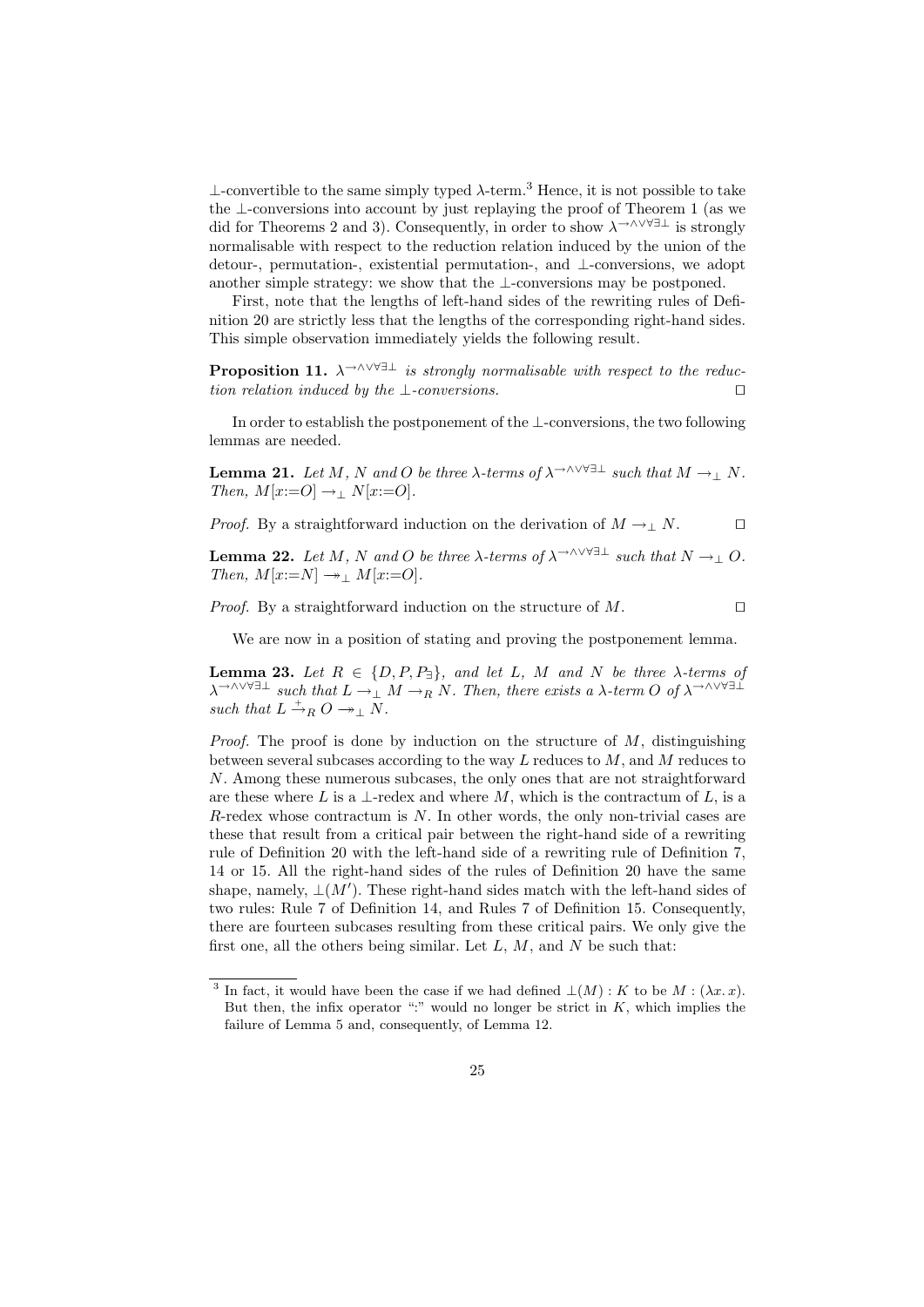⊥-convertible to the same simply typed λ-term.[3] Hence, it is not possible to take the ⊥-conversions into account by just replaying the proof of Theorem 1 (as we did for Theorems 2 and 3). Consequently, in order to show $\lambda^{\rightarrow\wedge\vee\forall\exists\bot}$ is strongly normalisable with respect to the reduction relation induced by the union of the detour-, permutation-, existential permutation-, and ⊥-conversions, we adopt another simple strategy: we show that the ⊥-conversions may be postponed.

First, note that the lengths of left-hand sides of the rewriting rules of Definition 20 are strictly less that the lengths of the corresponding right-hand sides. This simple observation immediately yields the following result.

**Proposition 11.** *$\lambda^{\rightarrow\wedge\vee\forall\exists\bot}$ is strongly normalisable with respect to the reduction relation induced by the ⊥-conversions.* □

In order to establish the postponement of the ⊥-conversions, the two following lemmas are needed.

**Lemma 21.** *Let $M$, $N$ and $O$ be three λ-terms of $\lambda^{\rightarrow\wedge\vee\forall\exists\bot}$ such that $M \rightarrow_{\bot} N$. Then, $M[x{:=}O] \rightarrow_{\bot} N[x{:=}O]$.*

*Proof.* By a straightforward induction on the derivation of $M \rightarrow_{\bot} N$. □

**Lemma 22.** *Let $M$, $N$ and $O$ be three λ-terms of $\lambda^{\rightarrow\wedge\vee\forall\exists\bot}$ such that $N \rightarrow_{\bot} O$. Then, $M[x{:=}N] \twoheadrightarrow_{\bot} M[x{:=}O]$.*

*Proof.* By a straightforward induction on the structure of $M$. □

We are now in a position of stating and proving the postponement lemma.

**Lemma 23.** *Let $R \in \{D, P, P_{\exists}\}$, and let $L$, $M$ and $N$ be three λ-terms of $\lambda^{\rightarrow\wedge\vee\forall\exists\bot}$ such that $L \rightarrow_{\bot} M \rightarrow_{R} N$. Then, there exists a λ-term $O$ of $\lambda^{\rightarrow\wedge\vee\forall\exists\bot}$ such that $L \xrightarrow{+}_{R} O \twoheadrightarrow_{\bot} N$.*

*Proof.* The proof is done by induction on the structure of $M$, distinguishing between several subcases according to the way $L$ reduces to $M$, and $M$ reduces to $N$. Among these numerous subcases, the only ones that are not straightforward are these where $L$ is a ⊥-redex and where $M$, which is the contractum of $L$, is a $R$-redex whose contractum is $N$. In other words, the only non-trivial cases are these that result from a critical pair between the right-hand side of a rewriting rule of Definition 20 with the left-hand side of a rewriting rule of Definition 7, 14 or 15. All the right-hand sides of the rules of Definition 20 have the same shape, namely, $\bot(M')$. These right-hand sides match with the left-hand sides of two rules: Rule 7 of Definition 14, and Rules 7 of Definition 15. Consequently, there are fourteen subcases resulting from these critical pairs. We only give the first one, all the others being similar. Let $L$, $M$, and $N$ be such that:

---

[3] In fact, it would have been the case if we had defined $\bot(M) : K$ to be $M : (\lambda x.\, x)$. But then, the infix operator ":" would no longer be strict in $K$, which implies the failure of Lemma 5 and, consequently, of Lemma 12.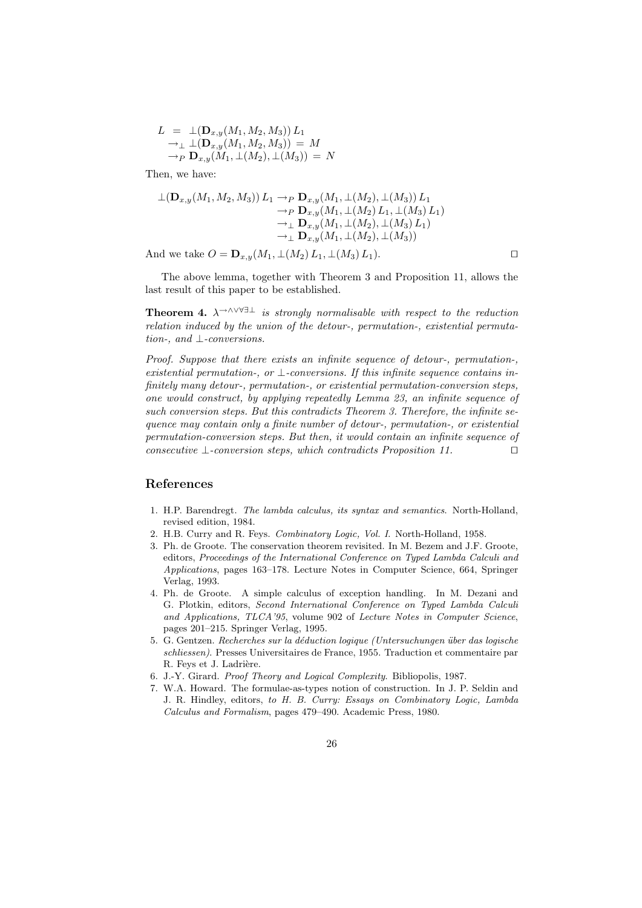$$
\begin{aligned}
L &= \bot(\mathbf{D}_{x,y}(M_1, M_2, M_3))\, L_1 \\
&\rightarrow_\bot \bot(\mathbf{D}_{x,y}(M_1, M_2, M_3)) \;=\; M \\
&\rightarrow_P \mathbf{D}_{x,y}(M_1, \bot(M_2), \bot(M_3)) \;=\; N
\end{aligned}
$$

Then, we have:

$$
\begin{aligned}
\bot(\mathbf{D}_{x,y}(M_1, M_2, M_3))\, L_1 &\rightarrow_P \mathbf{D}_{x,y}(M_1, \bot(M_2), \bot(M_3))\, L_1 \\
&\rightarrow_P \mathbf{D}_{x,y}(M_1, \bot(M_2)\, L_1, \bot(M_3)\, L_1) \\
&\rightarrow_\bot \mathbf{D}_{x,y}(M_1, \bot(M_2), \bot(M_3)\, L_1) \\
&\rightarrow_\bot \mathbf{D}_{x,y}(M_1, \bot(M_2), \bot(M_3))
\end{aligned}
$$

And we take $O = \mathbf{D}_{x,y}(M_1, \bot(M_2)\, L_1, \bot(M_3)\, L_1)$. □

The above lemma, together with Theorem 3 and Proposition 11, allows the last result of this paper to be established.

**Theorem 4.** *$\lambda^{\rightarrow\wedge\vee\forall\exists\bot}$ is strongly normalisable with respect to the reduction relation induced by the union of the detour-, permutation-, existential permutation-, and $\bot$-conversions.*

*Proof. Suppose that there exists an infinite sequence of detour-, permutation-, existential permutation-, or $\bot$-conversions. If this infinite sequence contains infinitely many detour-, permutation-, or existential permutation-conversion steps, one would construct, by applying repeatedly Lemma 23, an infinite sequence of such conversion steps. But this contradicts Theorem 3. Therefore, the infinite sequence may contain only a finite number of detour-, permutation-, or existential permutation-conversion steps. But then, it would contain an infinite sequence of consecutive $\bot$-conversion steps, which contradicts Proposition 11.* □

## References

1. H.P. Barendregt. *The lambda calculus, its syntax and semantics.* North-Holland, revised edition, 1984.
2. H.B. Curry and R. Feys. *Combinatory Logic, Vol. I.* North-Holland, 1958.
3. Ph. de Groote. The conservation theorem revisited. In M. Bezem and J.F. Groote, editors, *Proceedings of the International Conference on Typed Lambda Calculi and Applications*, pages 163–178. Lecture Notes in Computer Science, 664, Springer Verlag, 1993.
4. Ph. de Groote. A simple calculus of exception handling. In M. Dezani and G. Plotkin, editors, *Second International Conference on Typed Lambda Calculi and Applications, TLCA'95*, volume 902 of *Lecture Notes in Computer Science*, pages 201–215. Springer Verlag, 1995.
5. G. Gentzen. *Recherches sur la déduction logique (Untersuchungen über das logische schliessen).* Presses Universitaires de France, 1955. Traduction et commentaire par R. Feys et J. Ladrière.
6. J.-Y. Girard. *Proof Theory and Logical Complexity.* Bibliopolis, 1987.
7. W.A. Howard. The formulae-as-types notion of construction. In J. P. Seldin and J. R. Hindley, editors, *to H. B. Curry: Essays on Combinatory Logic, Lambda Calculus and Formalism*, pages 479–490. Academic Press, 1980.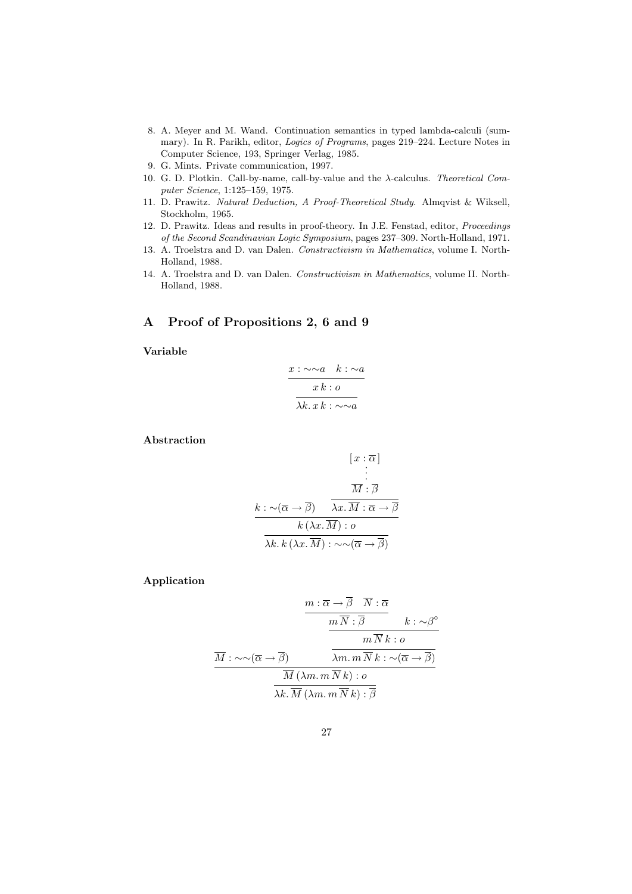8. A. Meyer and M. Wand. Continuation semantics in typed lambda-calculi (summary). In R. Parikh, editor, *Logics of Programs*, pages 219–224. Lecture Notes in Computer Science, 193, Springer Verlag, 1985.
9. G. Mints. Private communication, 1997.
10. G. D. Plotkin. Call-by-name, call-by-value and the λ-calculus. *Theoretical Computer Science*, 1:125–159, 1975.
11. D. Prawitz. *Natural Deduction, A Proof-Theoretical Study.* Almqvist & Wiksell, Stockholm, 1965.
12. D. Prawitz. Ideas and results in proof-theory. In J.E. Fenstad, editor, *Proceedings of the Second Scandinavian Logic Symposium*, pages 237–309. North-Holland, 1971.
13. A. Troelstra and D. van Dalen. *Constructivism in Mathematics*, volume I. North-Holland, 1988.
14. A. Troelstra and D. van Dalen. *Constructivism in Mathematics*, volume II. North-Holland, 1988.

# A Proof of Propositions 2, 6 and 9

**Variable**

$$
\dfrac{\dfrac{x : \sim\sim a \quad k : \sim a}{x\,k : o}}{\lambda k.\, x\,k : \sim\sim a}
$$

**Abstraction**

$$
\dfrac{\dfrac{k : \sim(\overline{\alpha} \to \overline{\beta}) \quad \dfrac{\begin{matrix}[\,x : \overline{\alpha}\,] \\ \vdots \\ \overline{M} : \overline{\beta}\end{matrix}}{\lambda x.\, \overline{M} : \overline{\alpha} \to \overline{\beta}}}{k\,(\lambda x.\, \overline{M}) : o}}{\lambda k.\, k\,(\lambda x.\, \overline{M}) : \sim\sim(\overline{\alpha} \to \overline{\beta})}
$$

**Application**

$$
\dfrac{\dfrac{\overline{M} : \sim\sim(\overline{\alpha} \to \overline{\beta}) \quad \dfrac{\dfrac{\dfrac{m : \overline{\alpha} \to \overline{\beta} \quad \overline{N} : \overline{\alpha}}{m\,\overline{N} : \overline{\beta}} \quad k : \sim\beta^{\circ}}{m\,\overline{N}\,k : o}}{\lambda m.\, m\,\overline{N}\,k : \sim(\overline{\alpha} \to \overline{\beta})}}{\overline{M}\,(\lambda m.\, m\,\overline{N}\,k) : o}}{\lambda k.\, \overline{M}\,(\lambda m.\, m\,\overline{N}\,k) : \overline{\beta}}
$$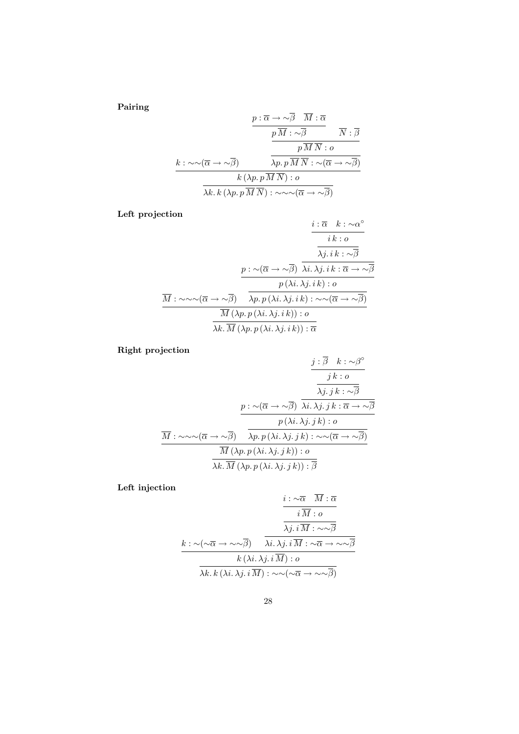**Pairing**

$$
\dfrac{k : \sim\sim(\overline{\alpha} \to \sim\overline{\beta}) \qquad \dfrac{\dfrac{\dfrac{p : \overline{\alpha} \to \sim\overline{\beta} \quad \overline{M} : \overline{\alpha}}{p\,\overline{M} : \sim\overline{\beta}} \qquad \overline{N} : \overline{\beta}}{p\,\overline{M}\,\overline{N} : o}}{\lambda p.\, p\,\overline{M}\,\overline{N} : \sim(\overline{\alpha} \to \sim\overline{\beta})}}{\dfrac{k\,(\lambda p.\, p\,\overline{M}\,\overline{N}) : o}{\lambda k.\, k\,(\lambda p.\, p\,\overline{M}\,\overline{N}) : \sim\sim\sim(\overline{\alpha} \to \sim\overline{\beta})}}
$$

**Left projection**

$$
\dfrac{\overline{M} : \sim\sim\sim(\overline{\alpha} \to \sim\overline{\beta}) \qquad \dfrac{\dfrac{p : \sim(\overline{\alpha} \to \sim\overline{\beta}) \qquad \dfrac{\dfrac{\dfrac{i : \overline{\alpha} \quad k : \sim\alpha^{\circ}}{i\,k : o}}{\lambda j.\, i\,k : \sim\overline{\beta}}}{\lambda i.\, \lambda j.\, i\,k : \overline{\alpha} \to \sim\overline{\beta}}}{p\,(\lambda i.\, \lambda j.\, i\,k) : o}}{\lambda p.\, p\,(\lambda i.\, \lambda j.\, i\,k) : \sim\sim(\overline{\alpha} \to \sim\overline{\beta})}}{\dfrac{\overline{M}\,(\lambda p.\, p\,(\lambda i.\, \lambda j.\, i\,k)) : o}{\lambda k.\, \overline{M}\,(\lambda p.\, p\,(\lambda i.\, \lambda j.\, i\,k)) : \overline{\alpha}}}
$$

**Right projection**

$$
\dfrac{\overline{M} : \sim\sim\sim(\overline{\alpha} \to \sim\overline{\beta}) \qquad \dfrac{\dfrac{p : \sim(\overline{\alpha} \to \sim\overline{\beta}) \qquad \dfrac{\dfrac{\dfrac{j : \overline{\beta} \quad k : \sim\beta^{\circ}}{j\,k : o}}{\lambda j.\, j\,k : \sim\overline{\beta}}}{\lambda i.\, \lambda j.\, j\,k : \overline{\alpha} \to \sim\overline{\beta}}}{p\,(\lambda i.\, \lambda j.\, j\,k) : o}}{\lambda p.\, p\,(\lambda i.\, \lambda j.\, j\,k) : \sim\sim(\overline{\alpha} \to \sim\overline{\beta})}}{\dfrac{\overline{M}\,(\lambda p.\, p\,(\lambda i.\, \lambda j.\, j\,k)) : o}{\lambda k.\, \overline{M}\,(\lambda p.\, p\,(\lambda i.\, \lambda j.\, j\,k)) : \overline{\beta}}}
$$

**Left injection**

$$
\dfrac{k : \sim(\sim\overline{\alpha} \to \sim\sim\overline{\beta}) \qquad \dfrac{\dfrac{\dfrac{i : \sim\overline{\alpha} \quad \overline{M} : \overline{\alpha}}{i\,\overline{M} : o}}{\lambda j.\, i\,\overline{M} : \sim\sim\overline{\beta}}}{\lambda i.\, \lambda j.\, i\,\overline{M} : \sim\overline{\alpha} \to \sim\sim\overline{\beta}}}{\dfrac{k\,(\lambda i.\, \lambda j.\, i\,\overline{M}) : o}{\lambda k.\, k\,(\lambda i.\, \lambda j.\, i\,\overline{M}) : \sim\sim(\sim\overline{\alpha} \to \sim\sim\overline{\beta})}}
$$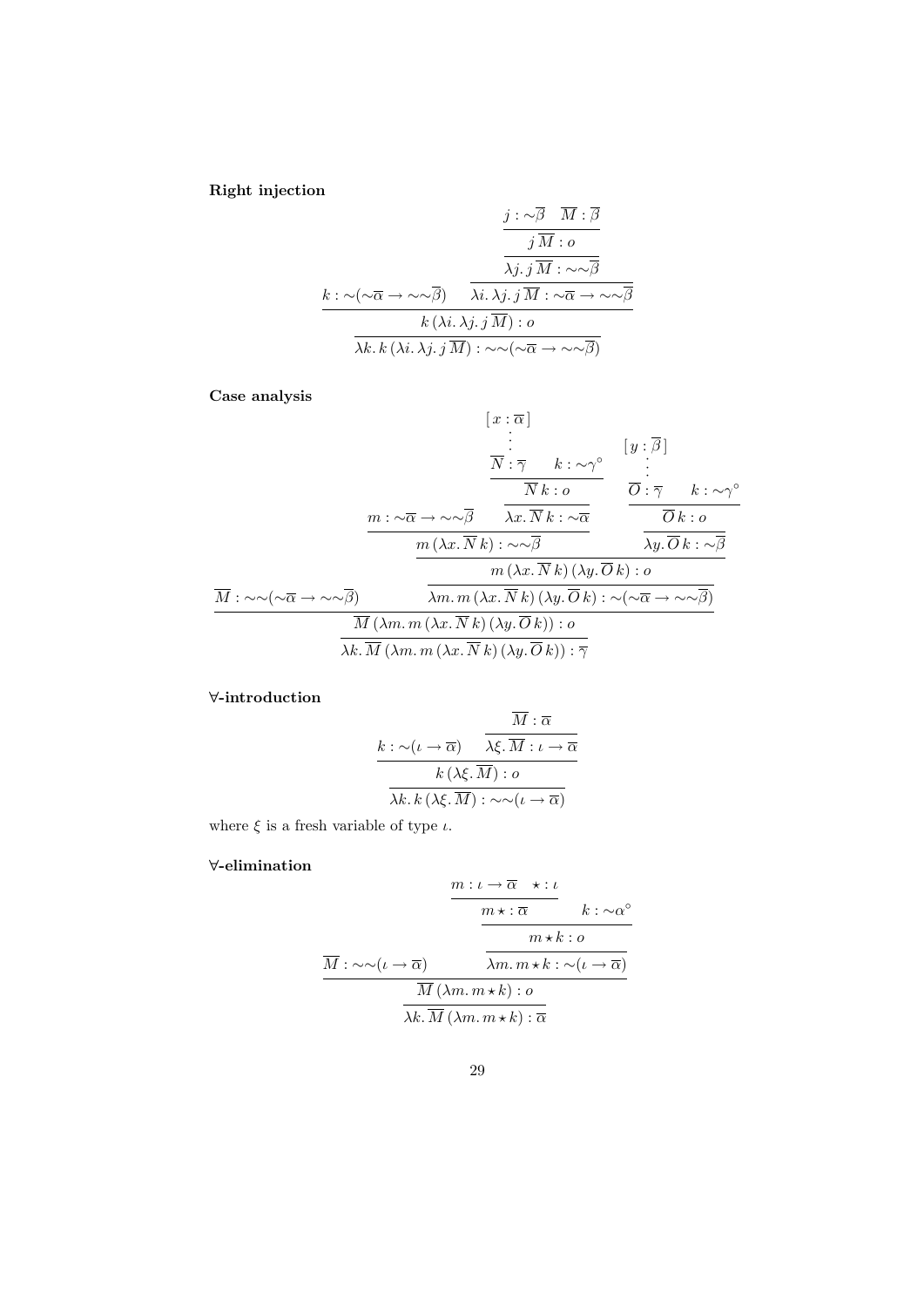**Right injection**

$$
\dfrac{k : \sim(\sim\overline{\alpha} \to \sim\sim\overline{\beta}) \qquad \dfrac{\dfrac{\dfrac{j : \sim\overline{\beta} \quad \overline{M} : \overline{\beta}}{j\,\overline{M} : o}}{\lambda j.\, j\,\overline{M} : \sim\sim\overline{\beta}}}{\lambda i.\,\lambda j.\, j\,\overline{M} : \sim\overline{\alpha} \to \sim\sim\overline{\beta}}}{\dfrac{k\,(\lambda i.\,\lambda j.\, j\,\overline{M}) : o}{\lambda k.\, k\,(\lambda i.\,\lambda j.\, j\,\overline{M}) : \sim\sim(\sim\overline{\alpha} \to \sim\sim\overline{\beta})}}
$$

**Case analysis**

$$
\dfrac{\overline{M} : \sim\sim(\sim\overline{\alpha} \to \sim\sim\overline{\beta}) \qquad \dfrac{\dfrac{\dfrac{m : \sim\overline{\alpha} \to \sim\sim\overline{\beta} \qquad \dfrac{\dfrac{\begin{matrix}[\,x : \overline{\alpha}\,] \\ \vdots \\ \overline{N} : \overline{\gamma}\end{matrix} \quad k : \sim\gamma^{\circ}}{\overline{N}\,k : o}}{\lambda x.\,\overline{N}\,k : \sim\overline{\alpha}}}{m\,(\lambda x.\,\overline{N}\,k) : \sim\sim\overline{\beta}} \qquad \dfrac{\dfrac{\begin{matrix}[\,y : \overline{\beta}\,] \\ \vdots \\ \overline{O} : \overline{\gamma}\end{matrix} \quad k : \sim\gamma^{\circ}}{\overline{O}\,k : o}}{\lambda y.\,\overline{O}\,k : \sim\overline{\beta}}}{m\,(\lambda x.\,\overline{N}\,k)\,(\lambda y.\,\overline{O}\,k) : o}}{\lambda m.\, m\,(\lambda x.\,\overline{N}\,k)\,(\lambda y.\,\overline{O}\,k) : \sim(\sim\overline{\alpha} \to \sim\sim\overline{\beta})}}{\dfrac{\overline{M}\,(\lambda m.\, m\,(\lambda x.\,\overline{N}\,k)\,(\lambda y.\,\overline{O}\,k)) : o}{\lambda k.\,\overline{M}\,(\lambda m.\, m\,(\lambda x.\,\overline{N}\,k)\,(\lambda y.\,\overline{O}\,k)) : \overline{\gamma}}}
$$

**$\forall$-introduction**

$$
\dfrac{k : \sim(\iota \to \overline{\alpha}) \qquad \dfrac{\overline{M} : \overline{\alpha}}{\lambda \xi.\,\overline{M} : \iota \to \overline{\alpha}}}{\dfrac{k\,(\lambda \xi.\,\overline{M}) : o}{\lambda k.\, k\,(\lambda \xi.\,\overline{M}) : \sim\sim(\iota \to \overline{\alpha})}}
$$

where $\xi$ is a fresh variable of type $\iota$.

**$\forall$-elimination**

$$
\dfrac{\overline{M} : \sim\sim(\iota \to \overline{\alpha}) \qquad \dfrac{\dfrac{\dfrac{m : \iota \to \overline{\alpha} \quad \star : \iota}{m \star : \overline{\alpha}} \quad k : \sim\alpha^{\circ}}{m \star k : o}}{\lambda m.\, m \star k : \sim(\iota \to \overline{\alpha})}}{\dfrac{\overline{M}\,(\lambda m.\, m \star k) : o}{\lambda k.\,\overline{M}\,(\lambda m.\, m \star k) : \overline{\alpha}}}
$$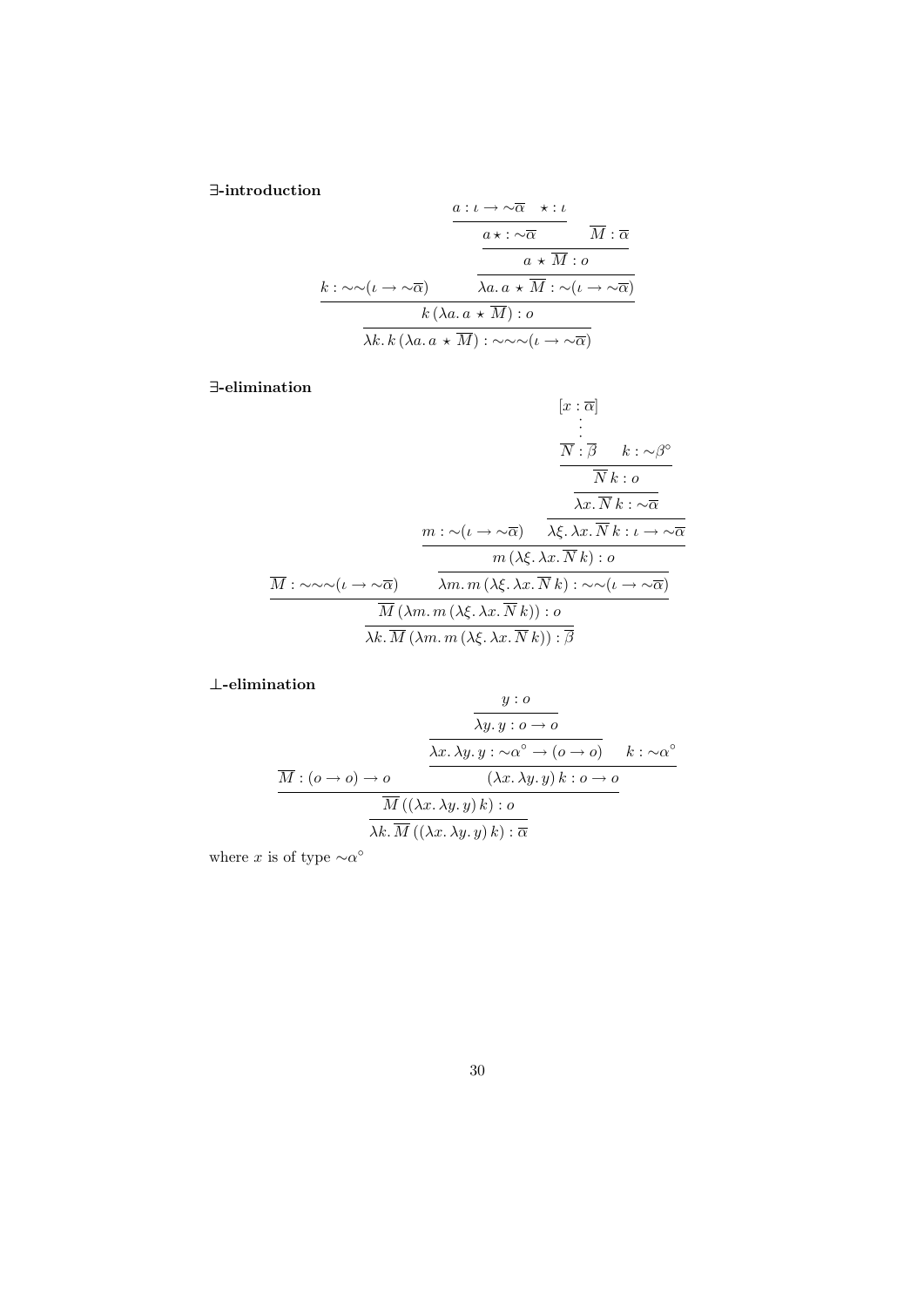**∃-introduction**

$$
\dfrac{k : \sim\sim(\iota \to \sim\overline{\alpha}) \qquad \dfrac{\dfrac{\dfrac{a : \iota \to \sim\overline{\alpha} \quad \star : \iota}{a\,\star : \sim\overline{\alpha}} \qquad \overline{M} : \overline{\alpha}}{a \,\star\, \overline{M} : o}}{\lambda a.\, a \,\star\, \overline{M} : \sim(\iota \to \sim\overline{\alpha})}}{\dfrac{k\,(\lambda a.\, a \,\star\, \overline{M}) : o}{\lambda k.\, k\,(\lambda a.\, a \,\star\, \overline{M}) : \sim\sim\sim(\iota \to \sim\overline{\alpha})}}
$$

**∃-elimination**

$$
\dfrac{\overline{M} : \sim\sim\sim(\iota \to \sim\overline{\alpha}) \qquad \dfrac{\dfrac{m : \sim(\iota \to \sim\overline{\alpha}) \qquad \dfrac{\dfrac{\dfrac{\begin{matrix}[x : \overline{\alpha}] \\ \vdots \\ \overline{N} : \overline{\beta}\end{matrix} \qquad k : \sim\beta^{\circ}}{\overline{N}\,k : o}}{\lambda x.\, \overline{N}\,k : \sim\overline{\alpha}}}{\lambda \xi.\, \lambda x.\, \overline{N}\,k : \iota \to \sim\overline{\alpha}}}{m\,(\lambda \xi.\, \lambda x.\, \overline{N}\,k) : o}}{\lambda m.\, m\,(\lambda \xi.\, \lambda x.\, \overline{N}\,k) : \sim\sim(\iota \to \sim\overline{\alpha})}}{\dfrac{\overline{M}\,(\lambda m.\, m\,(\lambda \xi.\, \lambda x.\, \overline{N}\,k)) : o}{\lambda k.\, \overline{M}\,(\lambda m.\, m\,(\lambda \xi.\, \lambda x.\, \overline{N}\,k)) : \overline{\beta}}}
$$

**⊥-elimination**

$$
\dfrac{\overline{M} : (o \to o) \to o \qquad \dfrac{\dfrac{\dfrac{y : o}{\lambda y.\, y : o \to o}}{\lambda x.\, \lambda y.\, y : \sim\alpha^{\circ} \to (o \to o)} \qquad k : \sim\alpha^{\circ}}{(\lambda x.\, \lambda y.\, y)\,k : o \to o}}{\dfrac{\overline{M}\,((\lambda x.\, \lambda y.\, y)\,k) : o}{\lambda k.\, \overline{M}\,((\lambda x.\, \lambda y.\, y)\,k) : \overline{\alpha}}}
$$

where $x$ is of type $\sim\alpha^{\circ}$